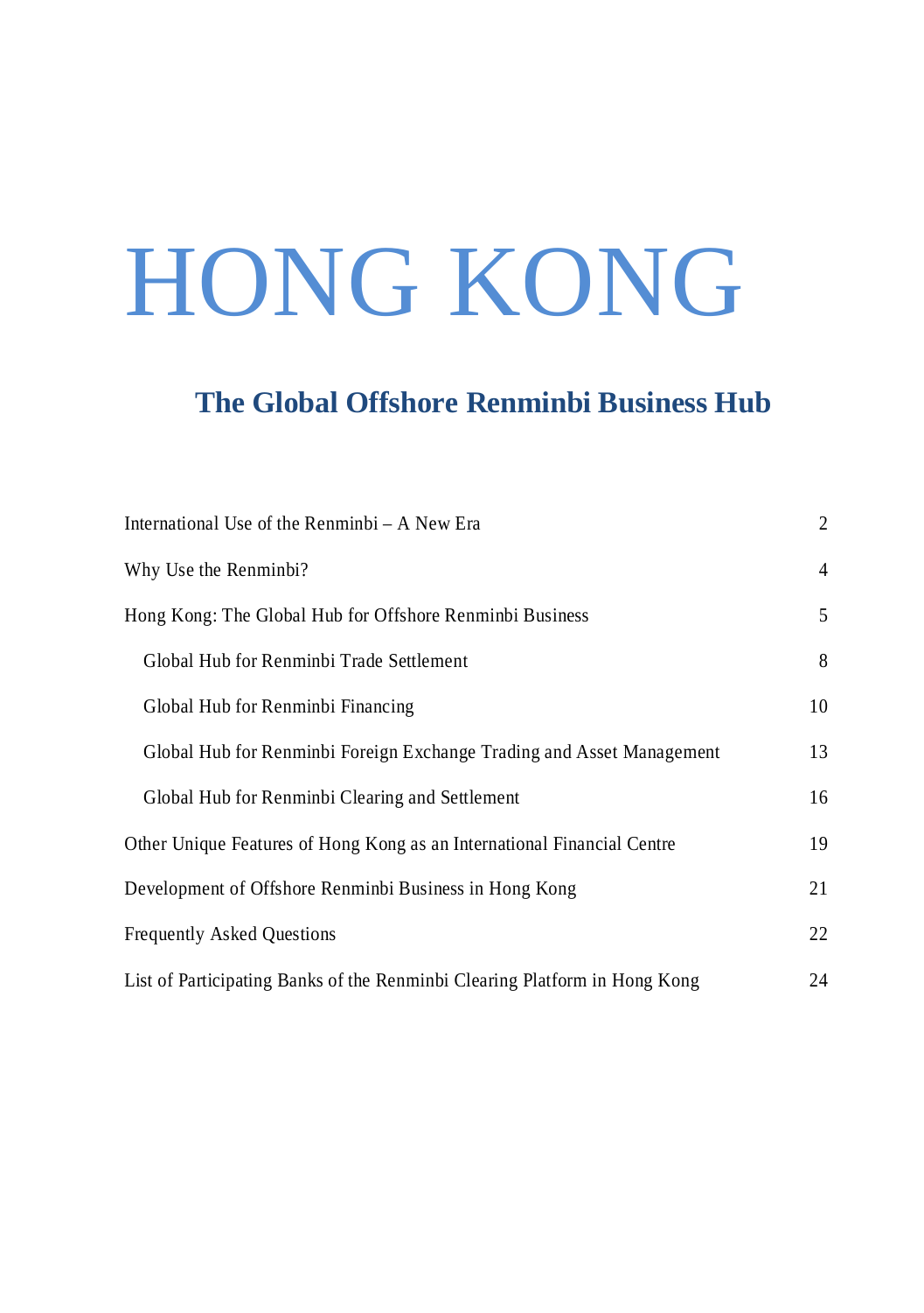# HONG KONG

## The Global Offshore Renminbi Business Hub

| | |
|---|---|
| International Use of the Renminbi – A New Era | 2 |
| Why Use the Renminbi? | 4 |
| Hong Kong: The Global Hub for Offshore Renminbi Business | 5 |
| Global Hub for Renminbi Trade Settlement | 8 |
| Global Hub for Renminbi Financing | 10 |
| Global Hub for Renminbi Foreign Exchange Trading and Asset Management | 13 |
| Global Hub for Renminbi Clearing and Settlement | 16 |
| Other Unique Features of Hong Kong as an International Financial Centre | 19 |
| Development of Offshore Renminbi Business in Hong Kong | 21 |
| Frequently Asked Questions | 22 |
| List of Participating Banks of the Renminbi Clearing Platform in Hong Kong | 24 |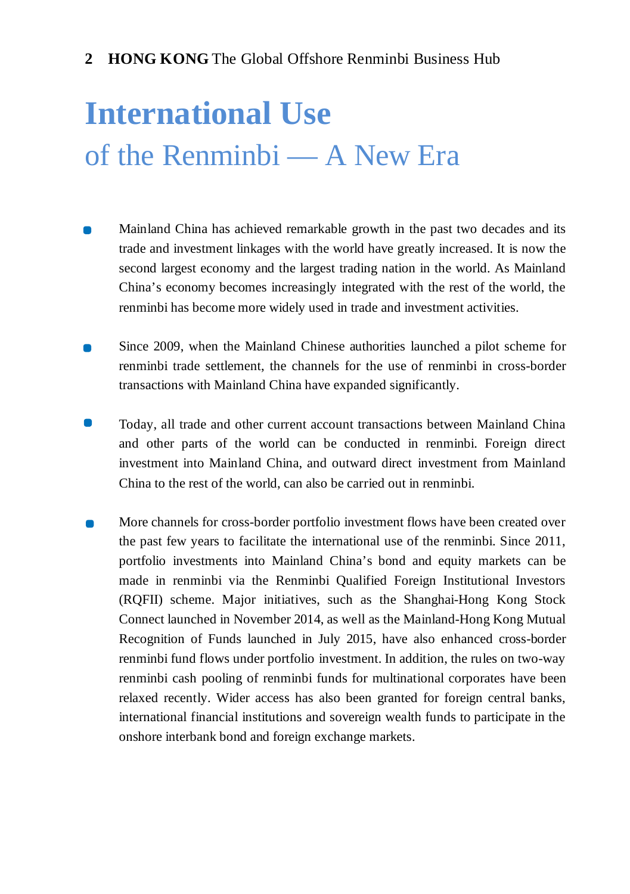# International Use of the Renminbi — A New Era

- Mainland China has achieved remarkable growth in the past two decades and its trade and investment linkages with the world have greatly increased. It is now the second largest economy and the largest trading nation in the world. As Mainland China's economy becomes increasingly integrated with the rest of the world, the renminbi has become more widely used in trade and investment activities.

- Since 2009, when the Mainland Chinese authorities launched a pilot scheme for renminbi trade settlement, the channels for the use of renminbi in cross-border transactions with Mainland China have expanded significantly.

- Today, all trade and other current account transactions between Mainland China and other parts of the world can be conducted in renminbi. Foreign direct investment into Mainland China, and outward direct investment from Mainland China to the rest of the world, can also be carried out in renminbi.

- More channels for cross-border portfolio investment flows have been created over the past few years to facilitate the international use of the renminbi. Since 2011, portfolio investments into Mainland China's bond and equity markets can be made in renminbi via the Renminbi Qualified Foreign Institutional Investors (RQFII) scheme. Major initiatives, such as the Shanghai-Hong Kong Stock Connect launched in November 2014, as well as the Mainland-Hong Kong Mutual Recognition of Funds launched in July 2015, have also enhanced cross-border renminbi fund flows under portfolio investment. In addition, the rules on two-way renminbi cash pooling of renminbi funds for multinational corporates have been relaxed recently. Wider access has also been granted for foreign central banks, international financial institutions and sovereign wealth funds to participate in the onshore interbank bond and foreign exchange markets.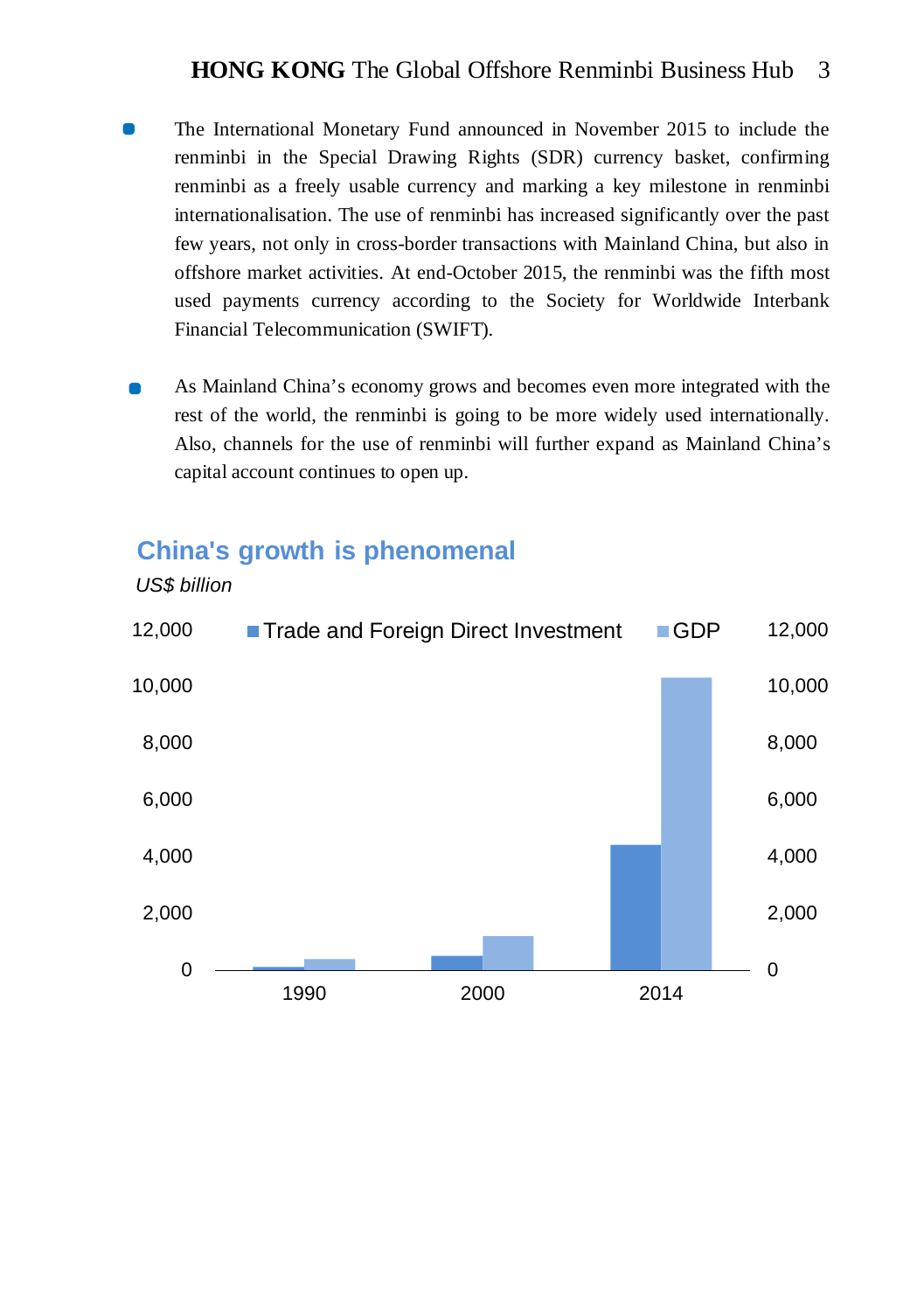- The International Monetary Fund announced in November 2015 to include the renminbi in the Special Drawing Rights (SDR) currency basket, confirming renminbi as a freely usable currency and marking a key milestone in renminbi internationalisation. The use of renminbi has increased significantly over the past few years, not only in cross-border transactions with Mainland China, but also in offshore market activities. At end-October 2015, the renminbi was the fifth most used payments currency according to the Society for Worldwide Interbank Financial Telecommunication (SWIFT).

- As Mainland China's economy grows and becomes even more integrated with the rest of the world, the renminbi is going to be more widely used internationally. Also, channels for the use of renminbi will further expand as Mainland China's capital account continues to open up.

## China's growth is phenomenal

*US$ billion*

Trade and Foreign Direct Investment
GDP

12,000
10,000
8,000
6,000
4,000
2,000
0

1990
2000
2014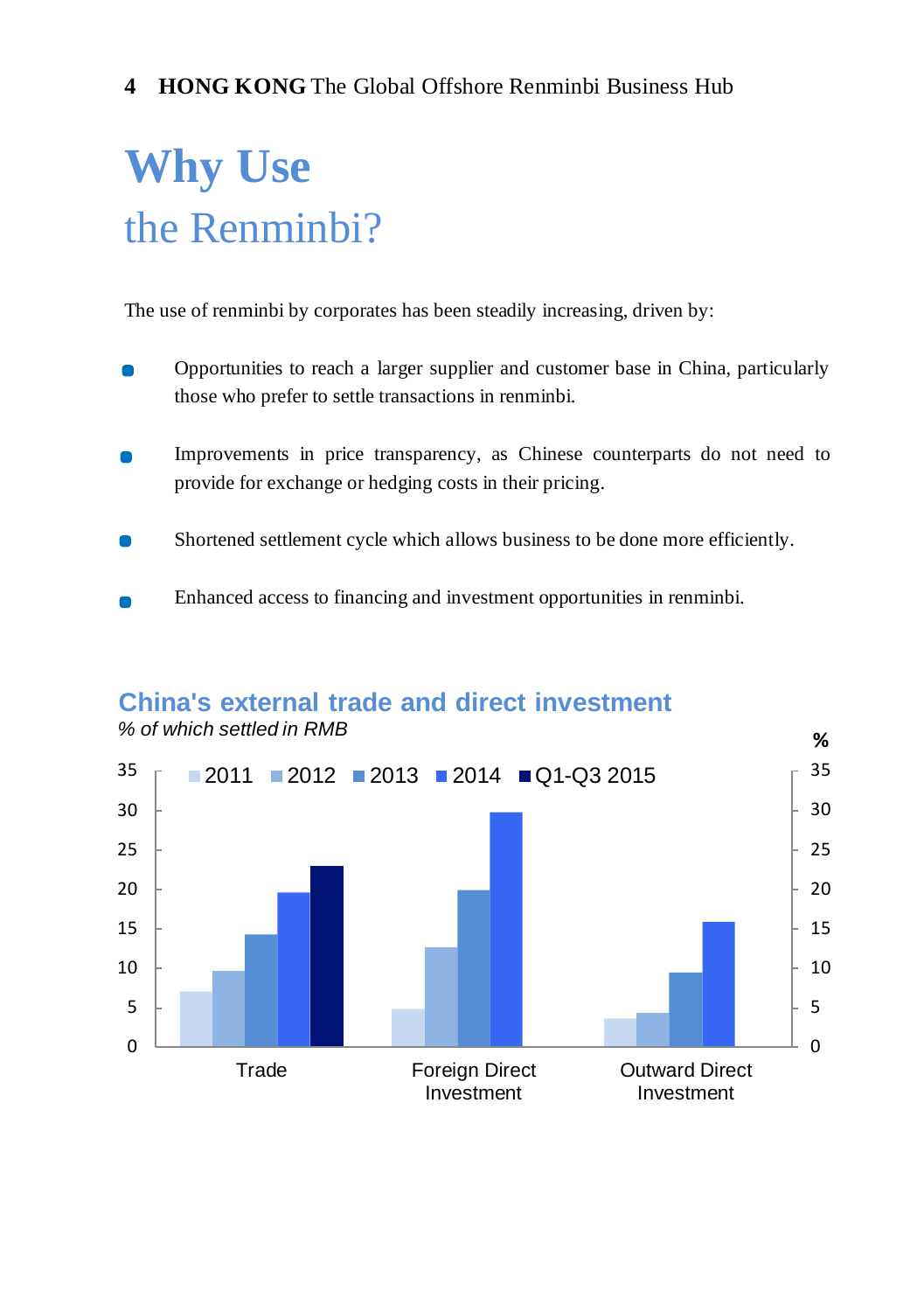# Why Use the Renminbi?

The use of renminbi by corporates has been steadily increasing, driven by:

- Opportunities to reach a larger supplier and customer base in China, particularly those who prefer to settle transactions in renminbi.
- Improvements in price transparency, as Chinese counterparts do not need to provide for exchange or hedging costs in their pricing.
- Shortened settlement cycle which allows business to be done more efficiently.
- Enhanced access to financing and investment opportunities in renminbi.

## China's external trade and direct investment

*% of which settled in RMB*

%

35 30 25 20 15 10 5 0

2011 2012 2013 2014 Q1-Q3 2015

Trade

Foreign Direct Investment

Outward Direct Investment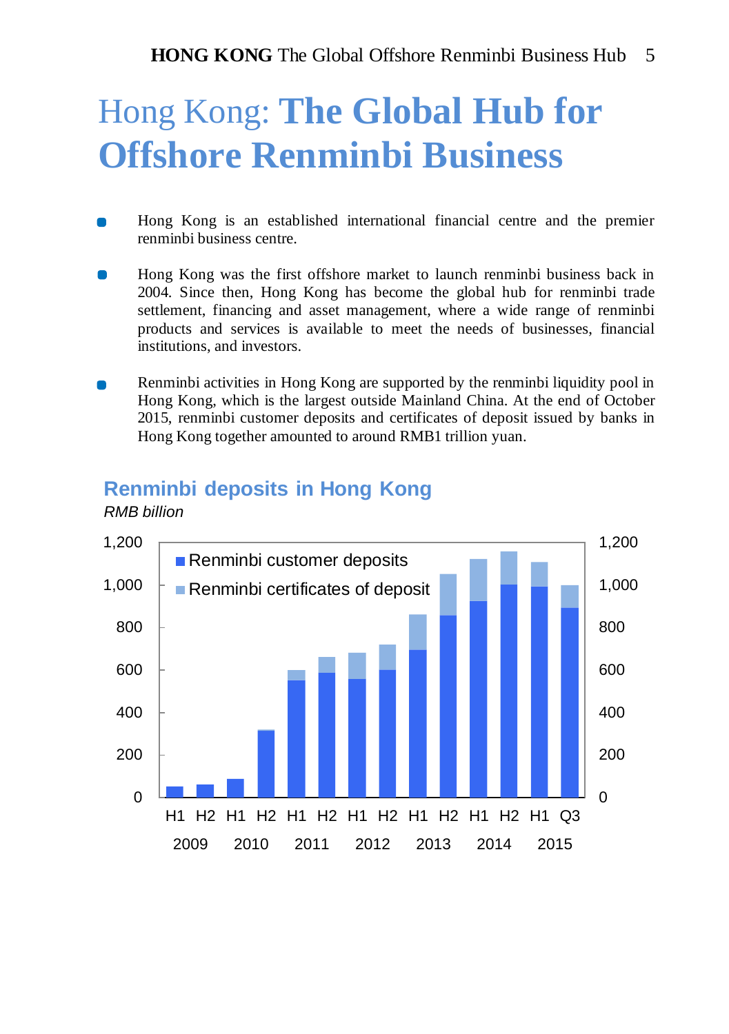# Hong Kong: **The Global Hub for Offshore Renminbi Business**

- Hong Kong is an established international financial centre and the premier renminbi business centre.
- Hong Kong was the first offshore market to launch renminbi business back in 2004. Since then, Hong Kong has become the global hub for renminbi trade settlement, financing and asset management, where a wide range of renminbi products and services is available to meet the needs of businesses, financial institutions, and investors.
- Renminbi activities in Hong Kong are supported by the renminbi liquidity pool in Hong Kong, which is the largest outside Mainland China. At the end of October 2015, renminbi customer deposits and certificates of deposit issued by banks in Hong Kong together amounted to around RMB1 trillion yuan.

## Renminbi deposits in Hong Kong

*RMB billion*

1,200
1,000
800
600
400
200
0

Renminbi customer deposits
Renminbi certificates of deposit

H1 H2 H1 H2 H1 H2 H1 H2 H1 H2 H1 H2 H1 Q3
2009 2010 2011 2012 2013 2014 2015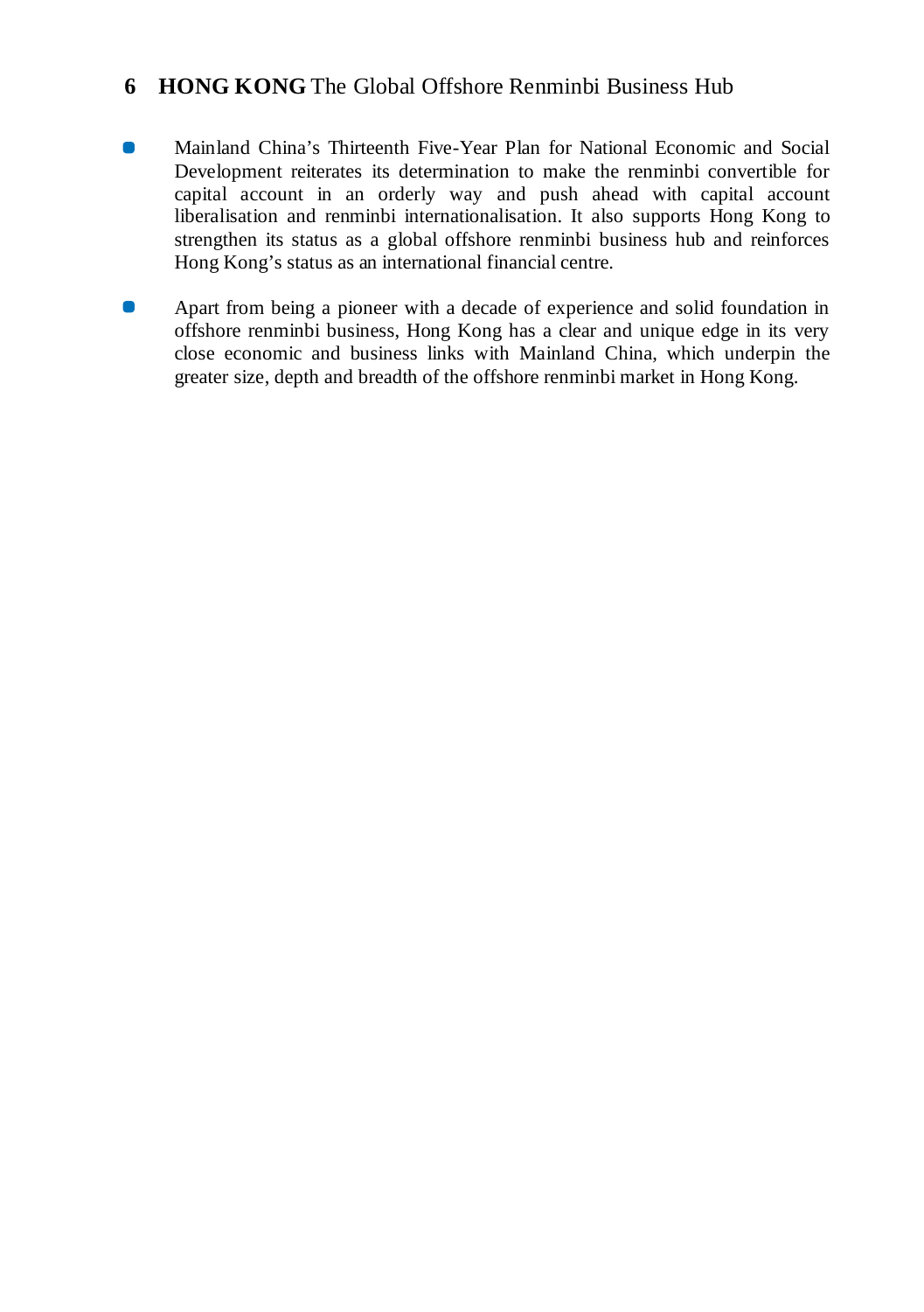- Mainland China's Thirteenth Five-Year Plan for National Economic and Social Development reiterates its determination to make the renminbi convertible for capital account in an orderly way and push ahead with capital account liberalisation and renminbi internationalisation. It also supports Hong Kong to strengthen its status as a global offshore renminbi business hub and reinforces Hong Kong's status as an international financial centre.

- Apart from being a pioneer with a decade of experience and solid foundation in offshore renminbi business, Hong Kong has a clear and unique edge in its very close economic and business links with Mainland China, which underpin the greater size, depth and breadth of the offshore renminbi market in Hong Kong.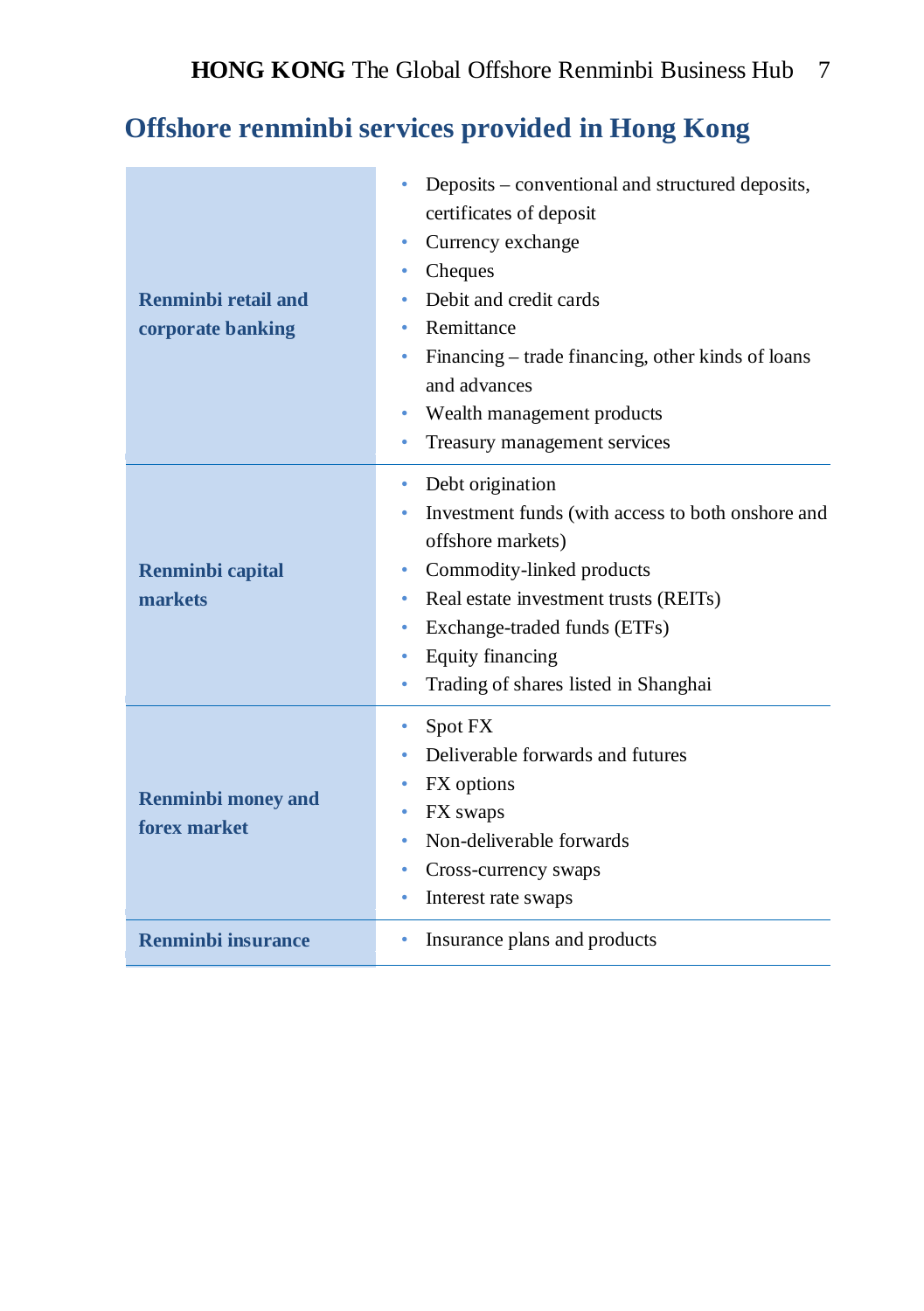## Offshore renminbi services provided in Hong Kong

| | |
|---|---|
| **Renminbi retail and corporate banking** | • Deposits – conventional and structured deposits, certificates of deposit<br>• Currency exchange<br>• Cheques<br>• Debit and credit cards<br>• Remittance<br>• Financing – trade financing, other kinds of loans and advances<br>• Wealth management products<br>• Treasury management services |
| **Renminbi capital markets** | • Debt origination<br>• Investment funds (with access to both onshore and offshore markets)<br>• Commodity-linked products<br>• Real estate investment trusts (REITs)<br>• Exchange-traded funds (ETFs)<br>• Equity financing<br>• Trading of shares listed in Shanghai |
| **Renminbi money and forex market** | • Spot FX<br>• Deliverable forwards and futures<br>• FX options<br>• FX swaps<br>• Non-deliverable forwards<br>• Cross-currency swaps<br>• Interest rate swaps |
| **Renminbi insurance** | • Insurance plans and products |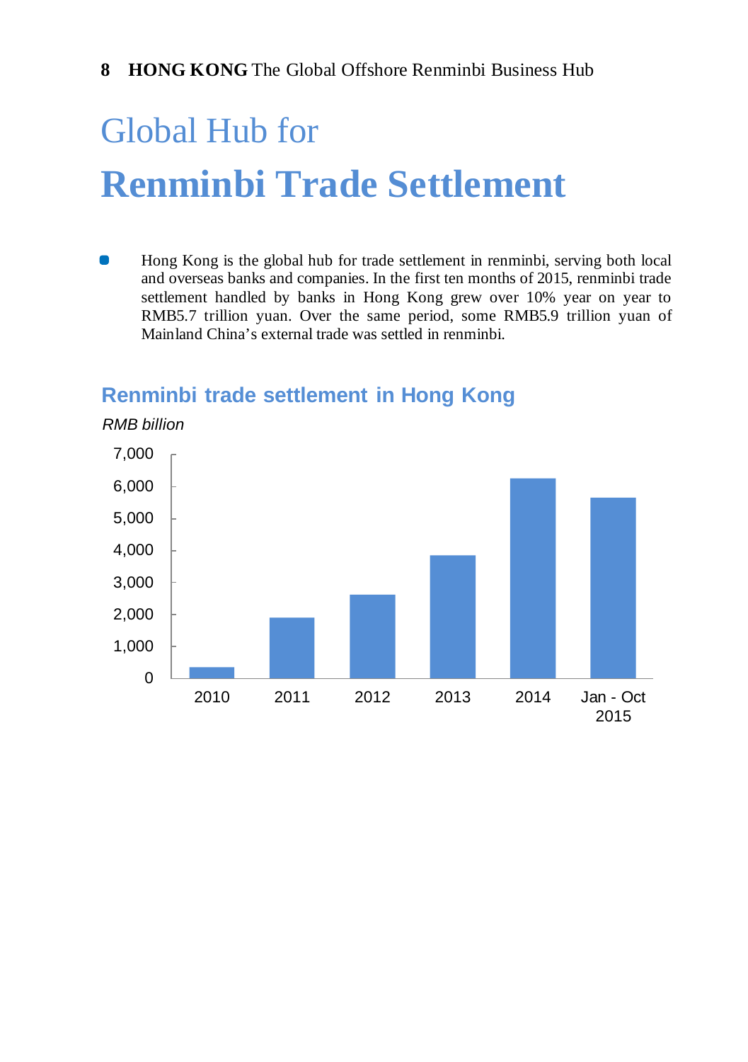# Global Hub for Renminbi Trade Settlement

- Hong Kong is the global hub for trade settlement in renminbi, serving both local and overseas banks and companies. In the first ten months of 2015, renminbi trade settlement handled by banks in Hong Kong grew over 10% year on year to RMB5.7 trillion yuan. Over the same period, some RMB5.9 trillion yuan of Mainland China's external trade was settled in renminbi.

## Renminbi trade settlement in Hong Kong

*RMB billion*

7,000
6,000
5,000
4,000
3,000
2,000
1,000
0

2010
2011
2012
2013
2014
Jan - Oct 2015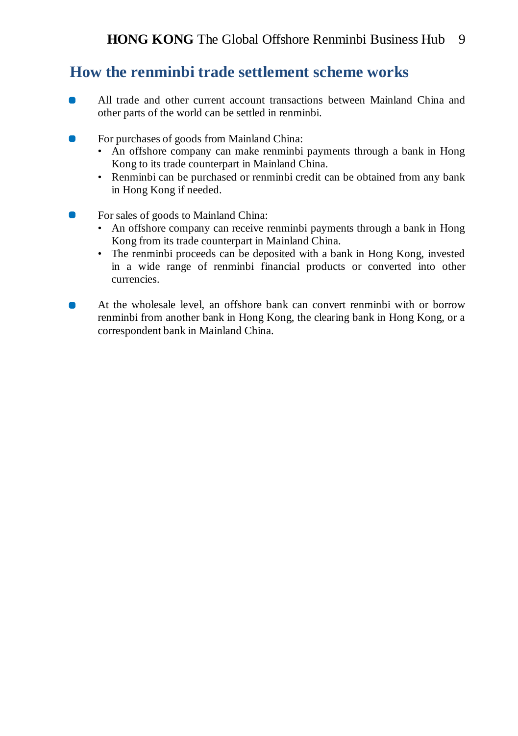## How the renminbi trade settlement scheme works

- All trade and other current account transactions between Mainland China and other parts of the world can be settled in renminbi.

- For purchases of goods from Mainland China:
  - An offshore company can make renminbi payments through a bank in Hong Kong to its trade counterpart in Mainland China.
  - Renminbi can be purchased or renminbi credit can be obtained from any bank in Hong Kong if needed.

- For sales of goods to Mainland China:
  - An offshore company can receive renminbi payments through a bank in Hong Kong from its trade counterpart in Mainland China.
  - The renminbi proceeds can be deposited with a bank in Hong Kong, invested in a wide range of renminbi financial products or converted into other currencies.

- At the wholesale level, an offshore bank can convert renminbi with or borrow renminbi from another bank in Hong Kong, the clearing bank in Hong Kong, or a correspondent bank in Mainland China.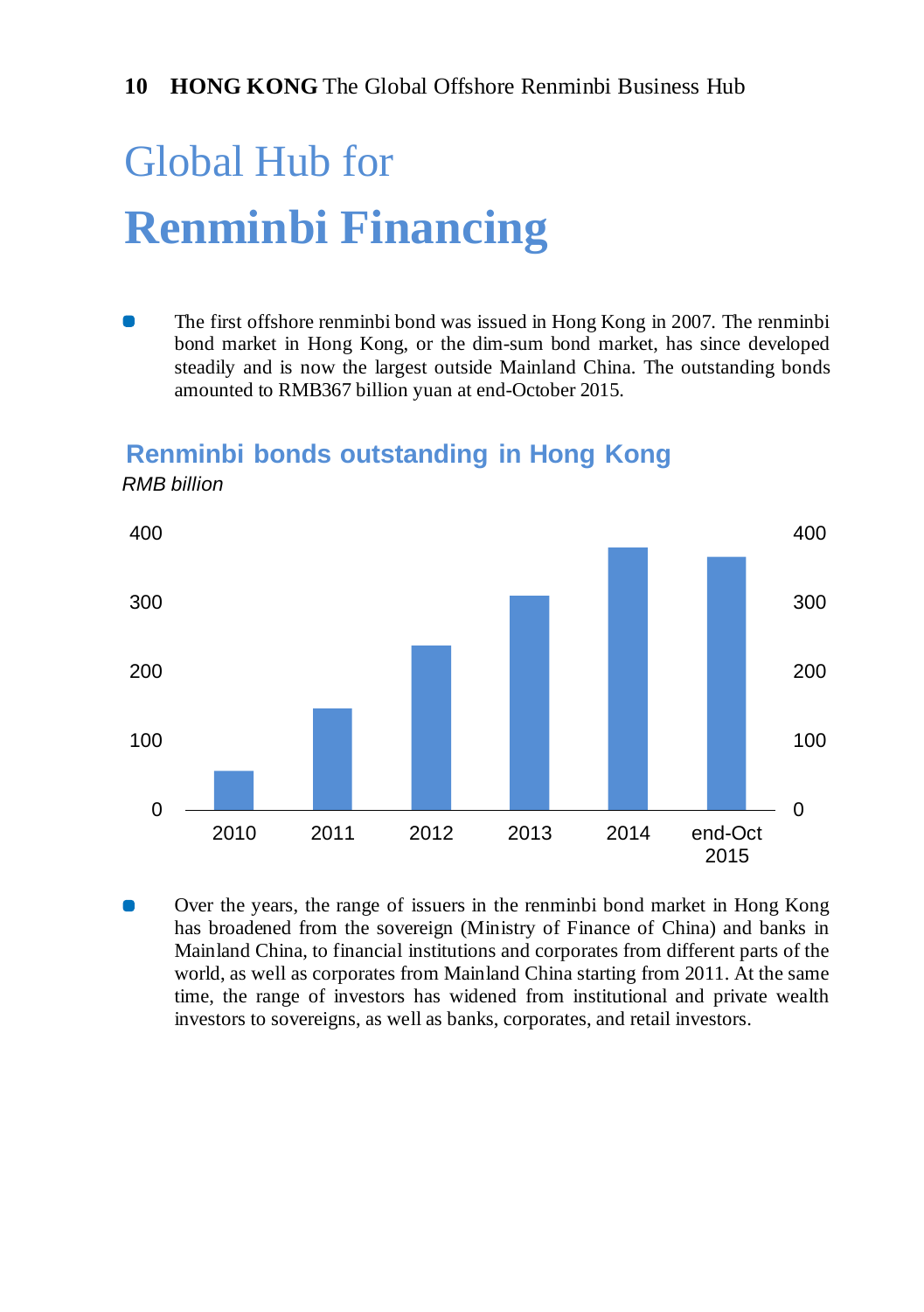# Global Hub for
# **Renminbi Financing**

- The first offshore renminbi bond was issued in Hong Kong in 2007. The renminbi bond market in Hong Kong, or the dim-sum bond market, has since developed steadily and is now the largest outside Mainland China. The outstanding bonds amounted to RMB367 billion yuan at end-October 2015.

**Renminbi bonds outstanding in Hong Kong**

*RMB billion*

400
300
200
100
0

2010
2011
2012
2013
2014
end-Oct 2015

- Over the years, the range of issuers in the renminbi bond market in Hong Kong has broadened from the sovereign (Ministry of Finance of China) and banks in Mainland China, to financial institutions and corporates from different parts of the world, as well as corporates from Mainland China starting from 2011. At the same time, the range of investors has widened from institutional and private wealth investors to sovereigns, as well as banks, corporates, and retail investors.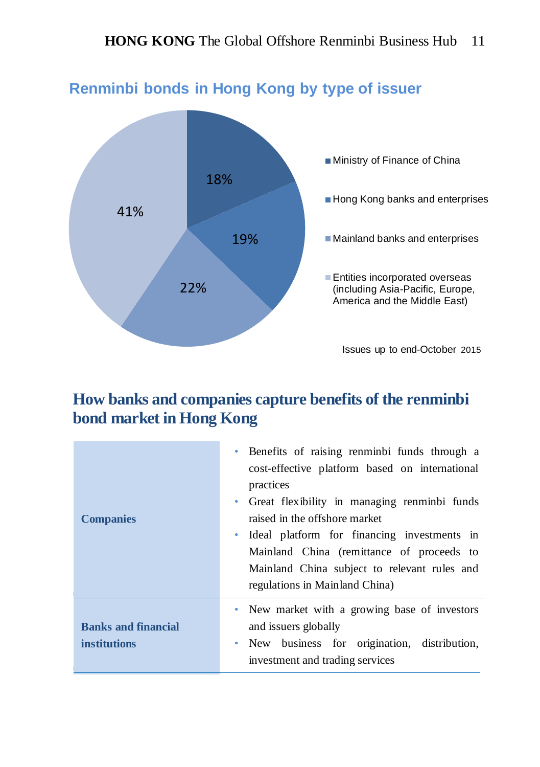## Renminbi bonds in Hong Kong by type of issuer

18%
19%
22%
41%

Ministry of Finance of China
Hong Kong banks and enterprises
Mainland banks and enterprises
Entities incorporated overseas (including Asia-Pacific, Europe, America and the Middle East)

Issues up to end-October 2015

## How banks and companies capture benefits of the renminbi bond market in Hong Kong

| | |
|---|---|
| **Companies** | • Benefits of raising renminbi funds through a cost-effective platform based on international practices<br>• Great flexibility in managing renminbi funds raised in the offshore market<br>• Ideal platform for financing investments in Mainland China (remittance of proceeds to Mainland China subject to relevant rules and regulations in Mainland China) |
| **Banks and financial institutions** | • New market with a growing base of investors and issuers globally<br>• New business for origination, distribution, investment and trading services |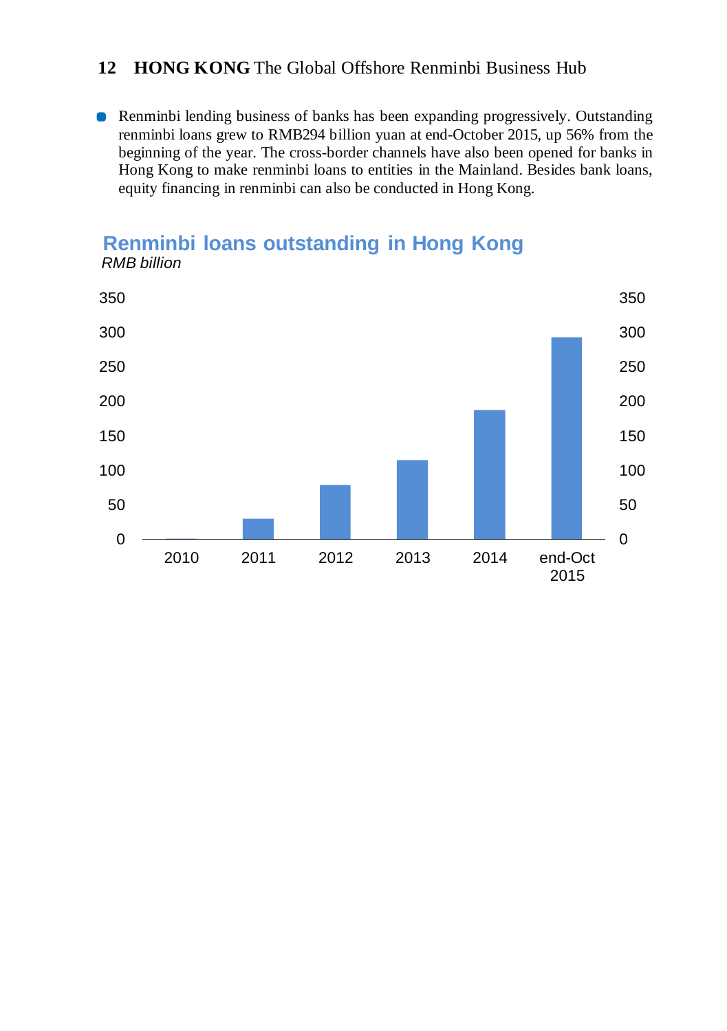- Renminbi lending business of banks has been expanding progressively. Outstanding renminbi loans grew to RMB294 billion yuan at end-October 2015, up 56% from the beginning of the year. The cross-border channels have also been opened for banks in Hong Kong to make renminbi loans to entities in the Mainland. Besides bank loans, equity financing in renminbi can also be conducted in Hong Kong.

## Renminbi loans outstanding in Hong Kong

*RMB billion*

350
300
250
200
150
100
50
0

2010
2011
2012
2013
2014
end-Oct 2015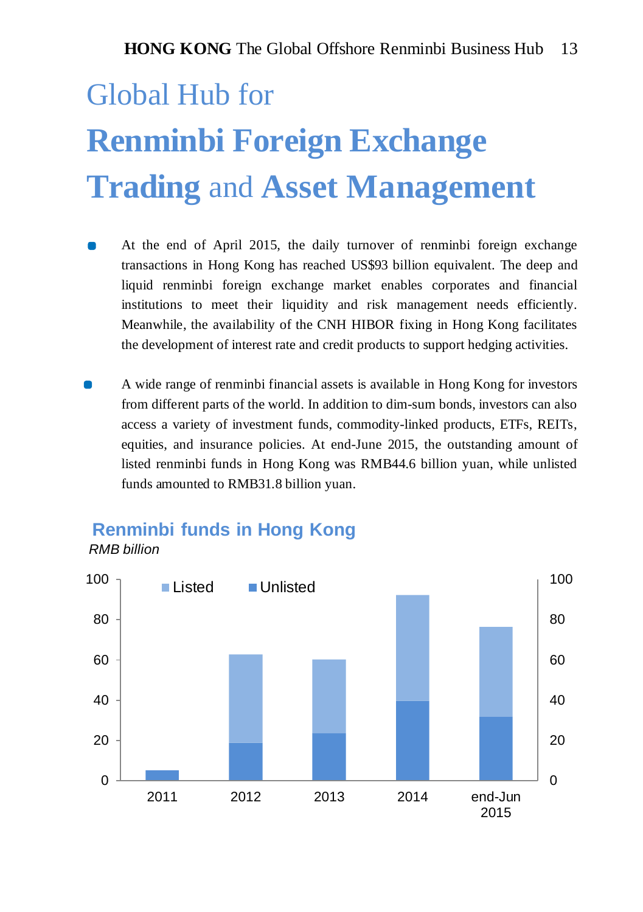# Global Hub for
# Renminbi Foreign Exchange Trading and Asset Management

- At the end of April 2015, the daily turnover of renminbi foreign exchange transactions in Hong Kong has reached US$93 billion equivalent. The deep and liquid renminbi foreign exchange market enables corporates and financial institutions to meet their liquidity and risk management needs efficiently. Meanwhile, the availability of the CNH HIBOR fixing in Hong Kong facilitates the development of interest rate and credit products to support hedging activities.

- A wide range of renminbi financial assets is available in Hong Kong for investors from different parts of the world. In addition to dim-sum bonds, investors can also access a variety of investment funds, commodity-linked products, ETFs, REITs, equities, and insurance policies. At end-June 2015, the outstanding amount of listed renminbi funds in Hong Kong was RMB44.6 billion yuan, while unlisted funds amounted to RMB31.8 billion yuan.

## Renminbi funds in Hong Kong

*RMB billion*

Listed
Unlisted

100
80
60
40
20
0

2011
2012
2013
2014
end-Jun 2015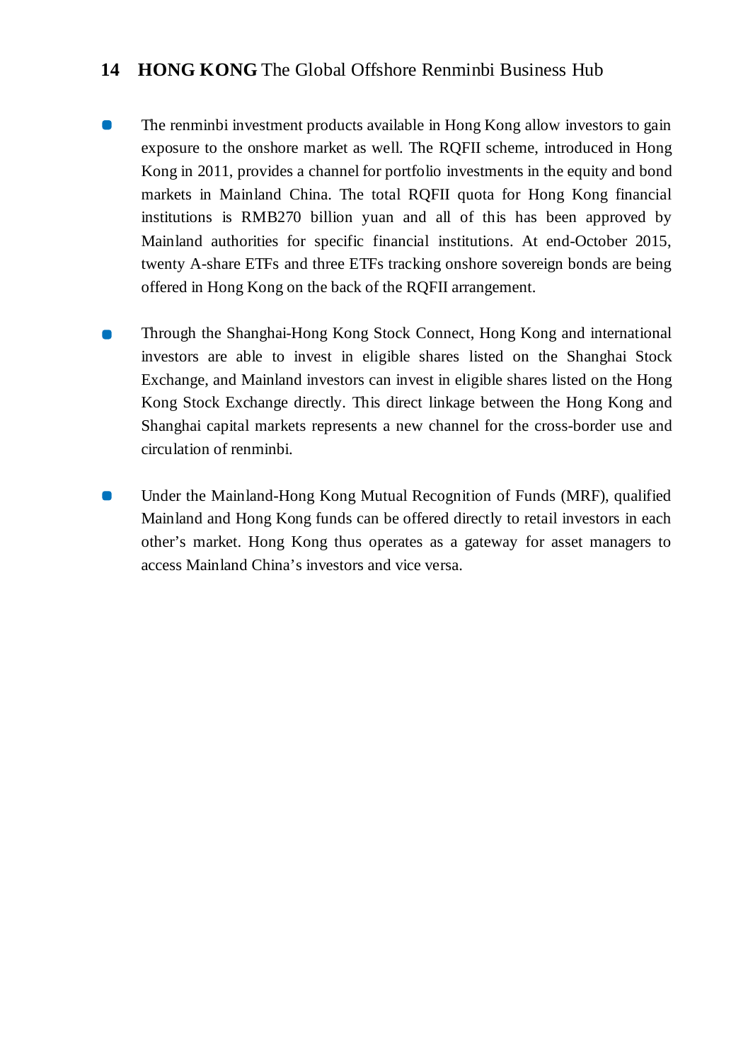- The renminbi investment products available in Hong Kong allow investors to gain exposure to the onshore market as well. The RQFII scheme, introduced in Hong Kong in 2011, provides a channel for portfolio investments in the equity and bond markets in Mainland China. The total RQFII quota for Hong Kong financial institutions is RMB270 billion yuan and all of this has been approved by Mainland authorities for specific financial institutions. At end-October 2015, twenty A-share ETFs and three ETFs tracking onshore sovereign bonds are being offered in Hong Kong on the back of the RQFII arrangement.

- Through the Shanghai-Hong Kong Stock Connect, Hong Kong and international investors are able to invest in eligible shares listed on the Shanghai Stock Exchange, and Mainland investors can invest in eligible shares listed on the Hong Kong Stock Exchange directly. This direct linkage between the Hong Kong and Shanghai capital markets represents a new channel for the cross-border use and circulation of renminbi.

- Under the Mainland-Hong Kong Mutual Recognition of Funds (MRF), qualified Mainland and Hong Kong funds can be offered directly to retail investors in each other's market. Hong Kong thus operates as a gateway for asset managers to access Mainland China's investors and vice versa.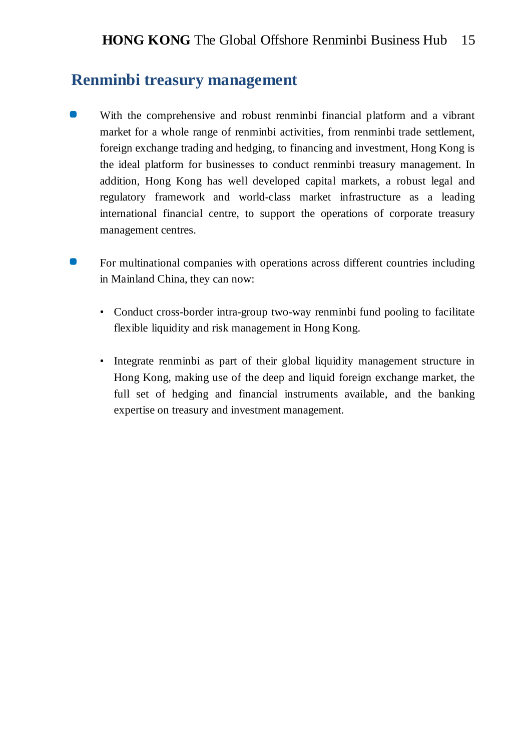## Renminbi treasury management

- With the comprehensive and robust renminbi financial platform and a vibrant market for a whole range of renminbi activities, from renminbi trade settlement, foreign exchange trading and hedging, to financing and investment, Hong Kong is the ideal platform for businesses to conduct renminbi treasury management. In addition, Hong Kong has well developed capital markets, a robust legal and regulatory framework and world-class market infrastructure as a leading international financial centre, to support the operations of corporate treasury management centres.

- For multinational companies with operations across different countries including in Mainland China, they can now:

  - Conduct cross-border intra-group two-way renminbi fund pooling to facilitate flexible liquidity and risk management in Hong Kong.

  - Integrate renminbi as part of their global liquidity management structure in Hong Kong, making use of the deep and liquid foreign exchange market, the full set of hedging and financial instruments available, and the banking expertise on treasury and investment management.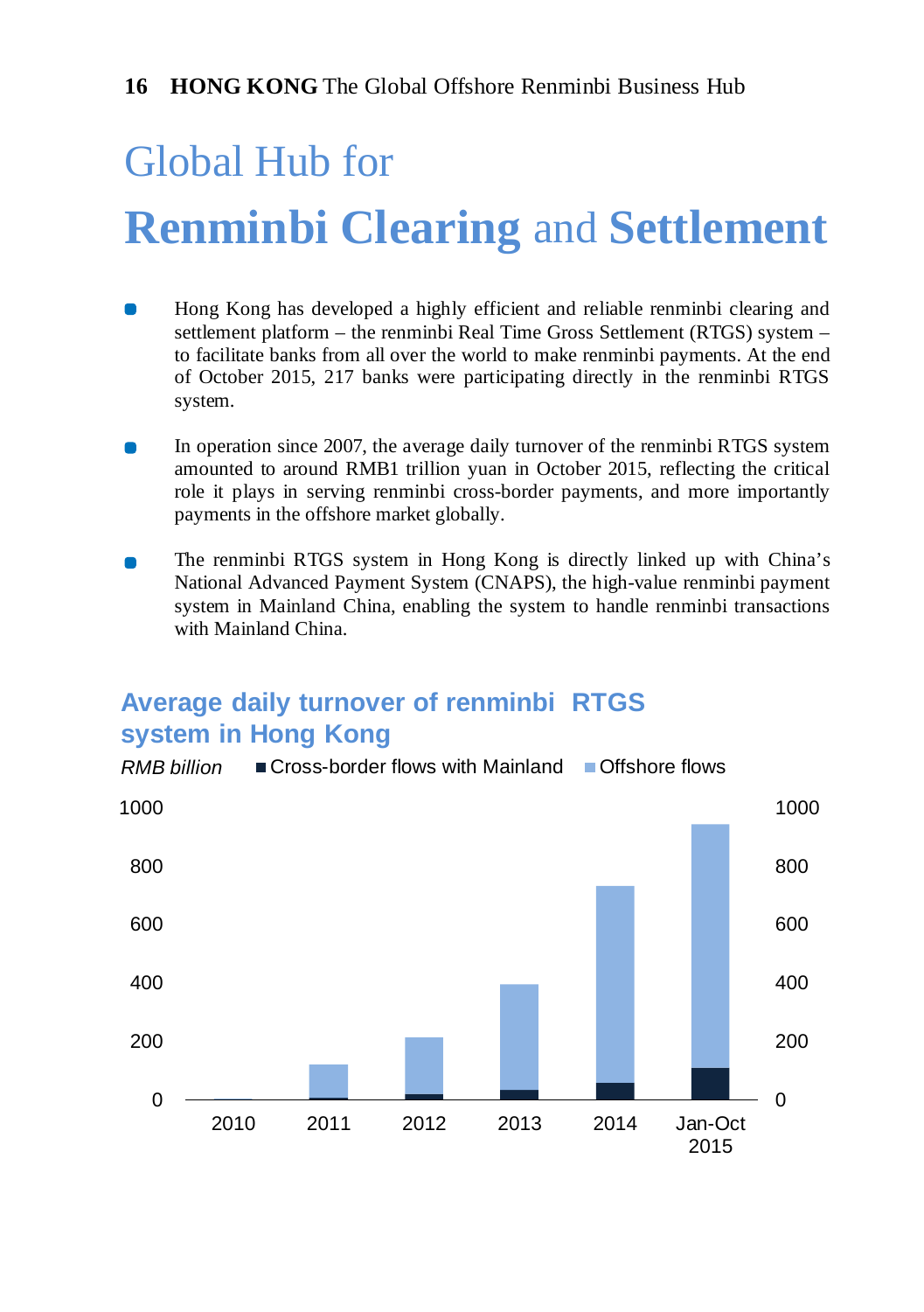# Global Hub for

# **Renminbi Clearing** and **Settlement**

- Hong Kong has developed a highly efficient and reliable renminbi clearing and settlement platform – the renminbi Real Time Gross Settlement (RTGS) system – to facilitate banks from all over the world to make renminbi payments. At the end of October 2015, 217 banks were participating directly in the renminbi RTGS system.

- In operation since 2007, the average daily turnover of the renminbi RTGS system amounted to around RMB1 trillion yuan in October 2015, reflecting the critical role it plays in serving renminbi cross-border payments, and more importantly payments in the offshore market globally.

- The renminbi RTGS system in Hong Kong is directly linked up with China's National Advanced Payment System (CNAPS), the high-value renminbi payment system in Mainland China, enabling the system to handle renminbi transactions with Mainland China.

## Average daily turnover of renminbi RTGS system in Hong Kong

*RMB billion*

Cross-border flows with Mainland

Offshore flows

1000
800
600
400
200
0

2010
2011
2012
2013
2014
Jan-Oct 2015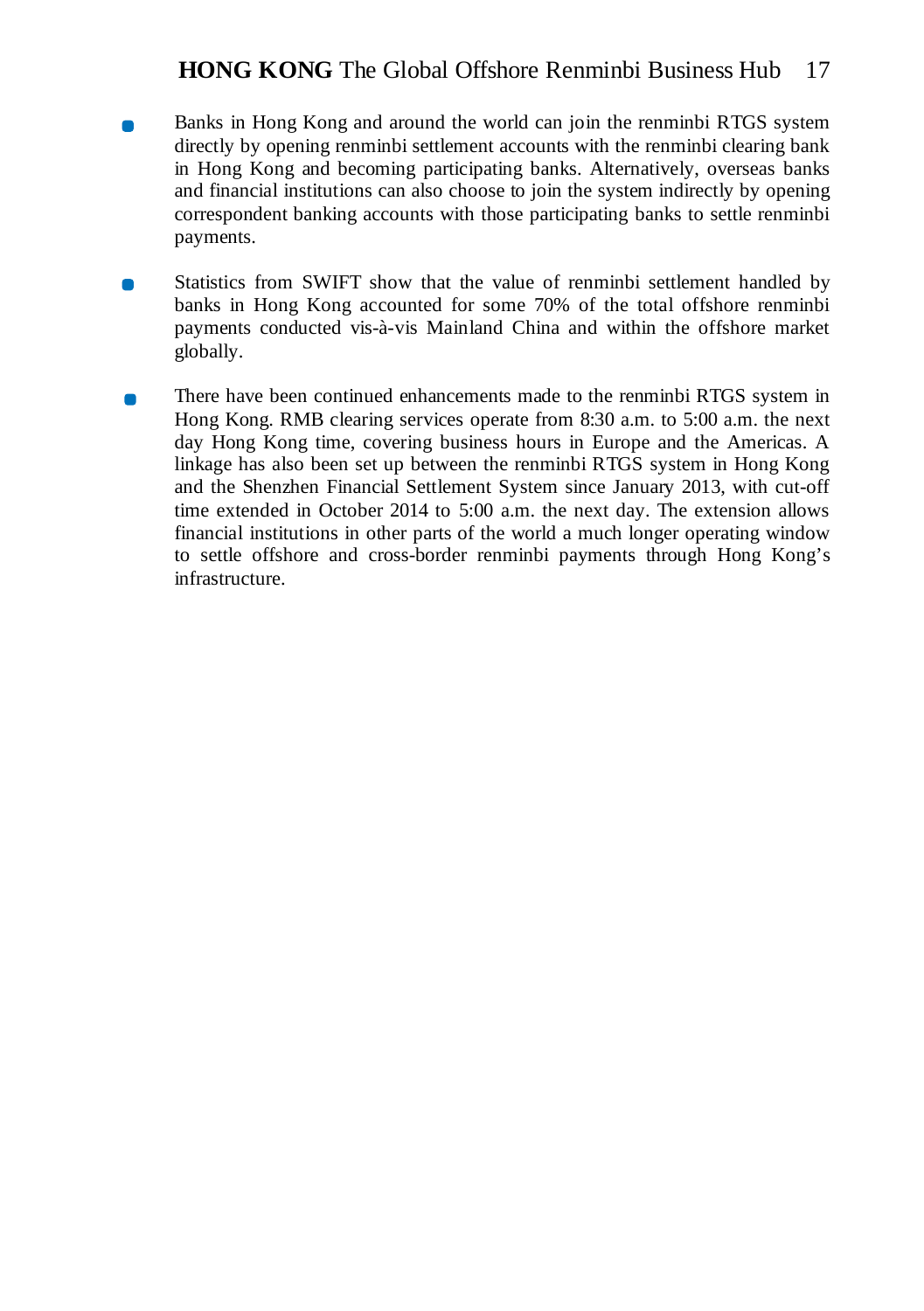- Banks in Hong Kong and around the world can join the renminbi RTGS system directly by opening renminbi settlement accounts with the renminbi clearing bank in Hong Kong and becoming participating banks. Alternatively, overseas banks and financial institutions can also choose to join the system indirectly by opening correspondent banking accounts with those participating banks to settle renminbi payments.

- Statistics from SWIFT show that the value of renminbi settlement handled by banks in Hong Kong accounted for some 70% of the total offshore renminbi payments conducted vis-à-vis Mainland China and within the offshore market globally.

- There have been continued enhancements made to the renminbi RTGS system in Hong Kong. RMB clearing services operate from 8:30 a.m. to 5:00 a.m. the next day Hong Kong time, covering business hours in Europe and the Americas. A linkage has also been set up between the renminbi RTGS system in Hong Kong and the Shenzhen Financial Settlement System since January 2013, with cut-off time extended in October 2014 to 5:00 a.m. the next day. The extension allows financial institutions in other parts of the world a much longer operating window to settle offshore and cross-border renminbi payments through Hong Kong's infrastructure.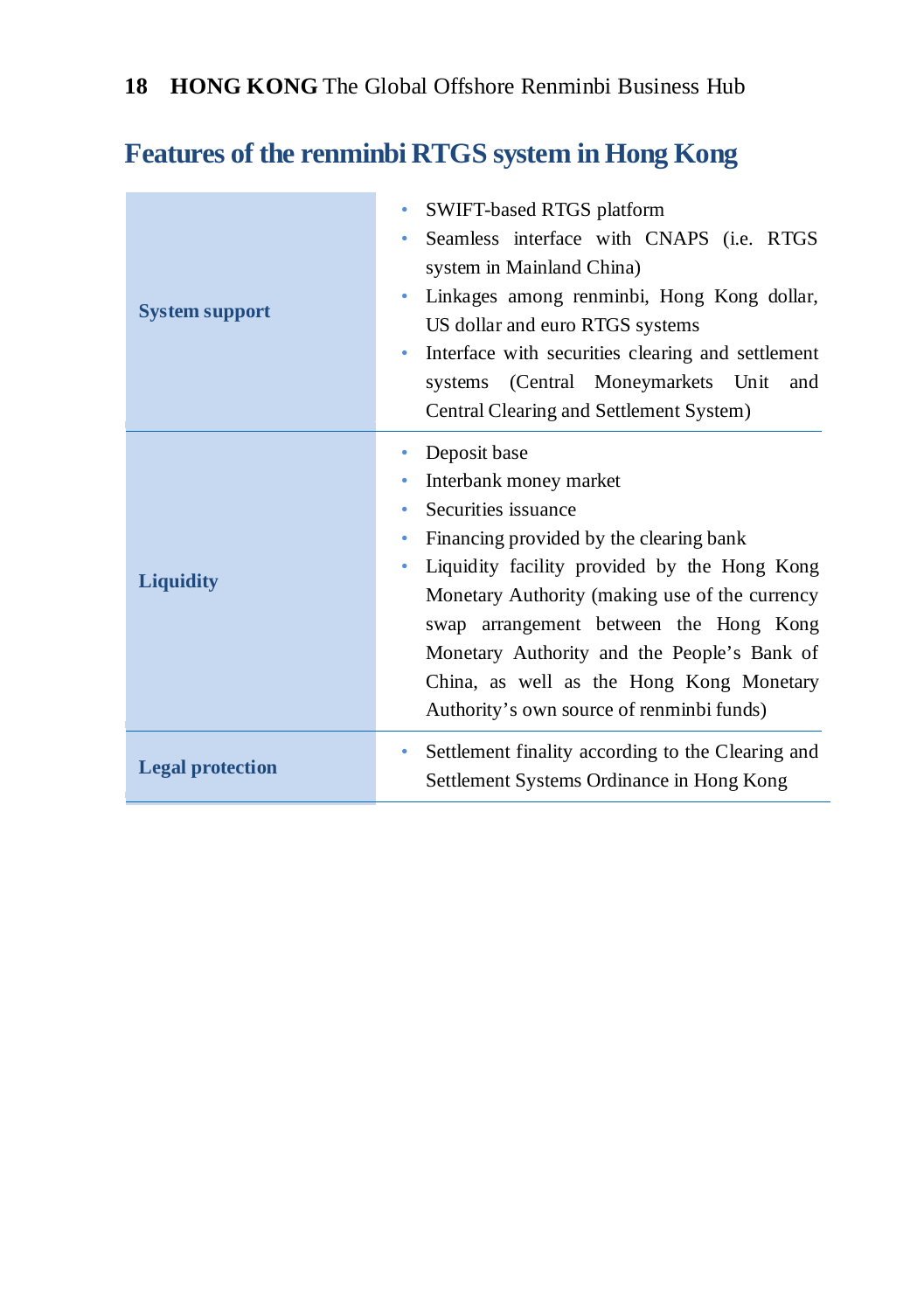## Features of the renminbi RTGS system in Hong Kong

| | |
|---|---|
| **System support** | • SWIFT-based RTGS platform<br>• Seamless interface with CNAPS (i.e. RTGS system in Mainland China)<br>• Linkages among renminbi, Hong Kong dollar, US dollar and euro RTGS systems<br>• Interface with securities clearing and settlement systems (Central Moneymarkets Unit and Central Clearing and Settlement System) |
| **Liquidity** | • Deposit base<br>• Interbank money market<br>• Securities issuance<br>• Financing provided by the clearing bank<br>• Liquidity facility provided by the Hong Kong Monetary Authority (making use of the currency swap arrangement between the Hong Kong Monetary Authority and the People's Bank of China, as well as the Hong Kong Monetary Authority's own source of renminbi funds) |
| **Legal protection** | • Settlement finality according to the Clearing and Settlement Systems Ordinance in Hong Kong |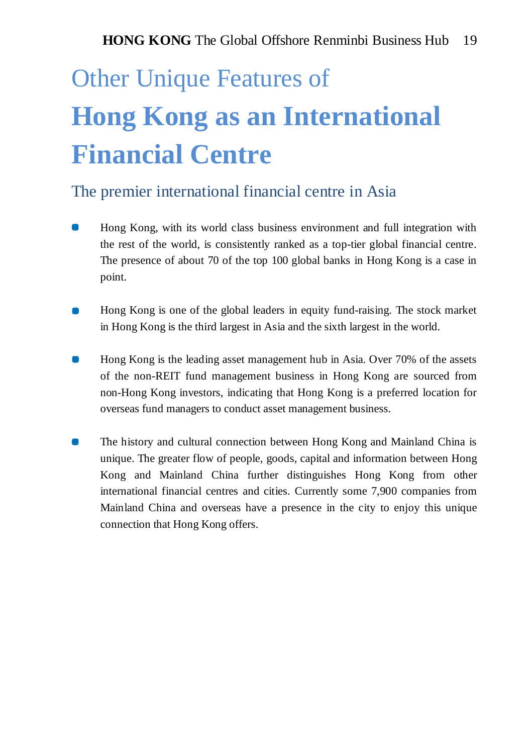# Other Unique Features of **Hong Kong as an International Financial Centre**

## The premier international financial centre in Asia

- Hong Kong, with its world class business environment and full integration with the rest of the world, is consistently ranked as a top-tier global financial centre. The presence of about 70 of the top 100 global banks in Hong Kong is a case in point.

- Hong Kong is one of the global leaders in equity fund-raising. The stock market in Hong Kong is the third largest in Asia and the sixth largest in the world.

- Hong Kong is the leading asset management hub in Asia. Over 70% of the assets of the non-REIT fund management business in Hong Kong are sourced from non-Hong Kong investors, indicating that Hong Kong is a preferred location for overseas fund managers to conduct asset management business.

- The history and cultural connection between Hong Kong and Mainland China is unique. The greater flow of people, goods, capital and information between Hong Kong and Mainland China further distinguishes Hong Kong from other international financial centres and cities. Currently some 7,900 companies from Mainland China and overseas have a presence in the city to enjoy this unique connection that Hong Kong offers.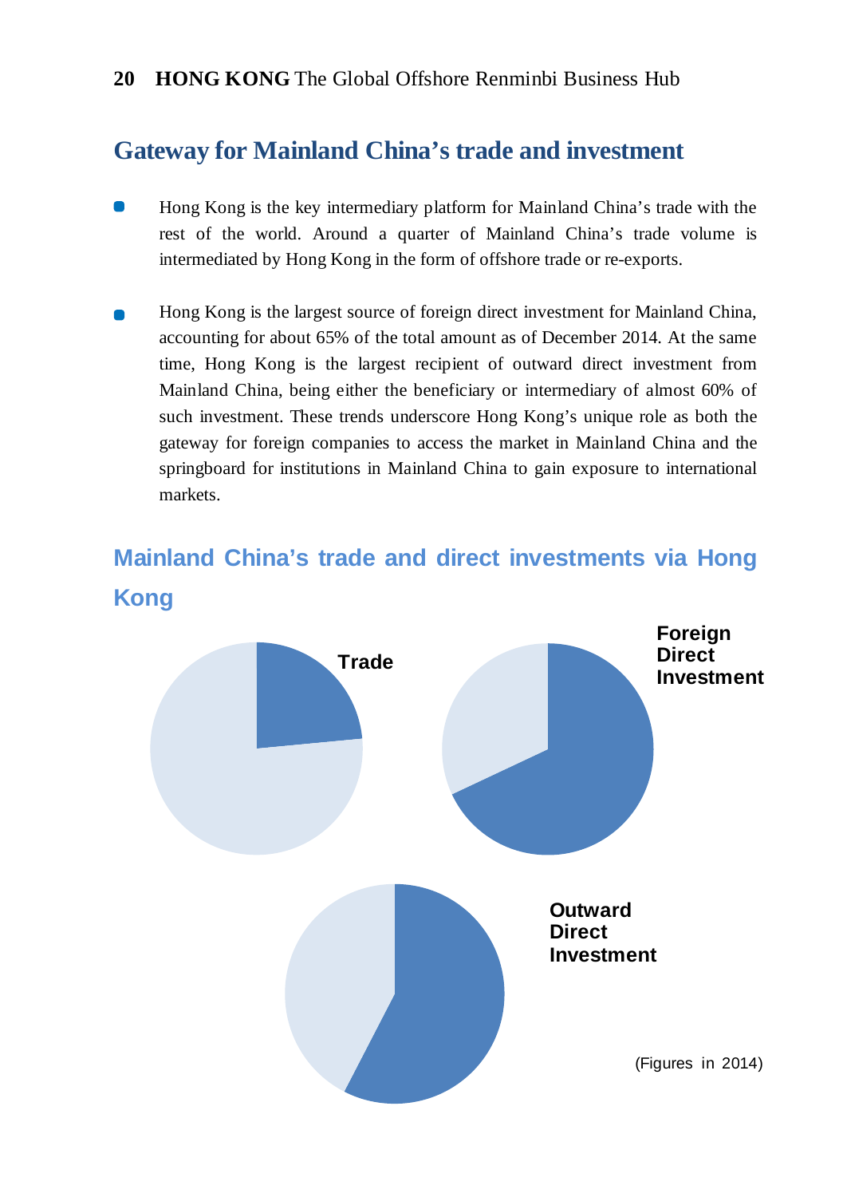## Gateway for Mainland China's trade and investment

- Hong Kong is the key intermediary platform for Mainland China's trade with the rest of the world. Around a quarter of Mainland China's trade volume is intermediated by Hong Kong in the form of offshore trade or re-exports.

- Hong Kong is the largest source of foreign direct investment for Mainland China, accounting for about 65% of the total amount as of December 2014. At the same time, Hong Kong is the largest recipient of outward direct investment from Mainland China, being either the beneficiary or intermediary of almost 60% of such investment. These trends underscore Hong Kong's unique role as both the gateway for foreign companies to access the market in Mainland China and the springboard for institutions in Mainland China to gain exposure to international markets.

## Mainland China's trade and direct investments via Hong Kong

Trade

Foreign Direct Investment

Outward Direct Investment

(Figures in 2014)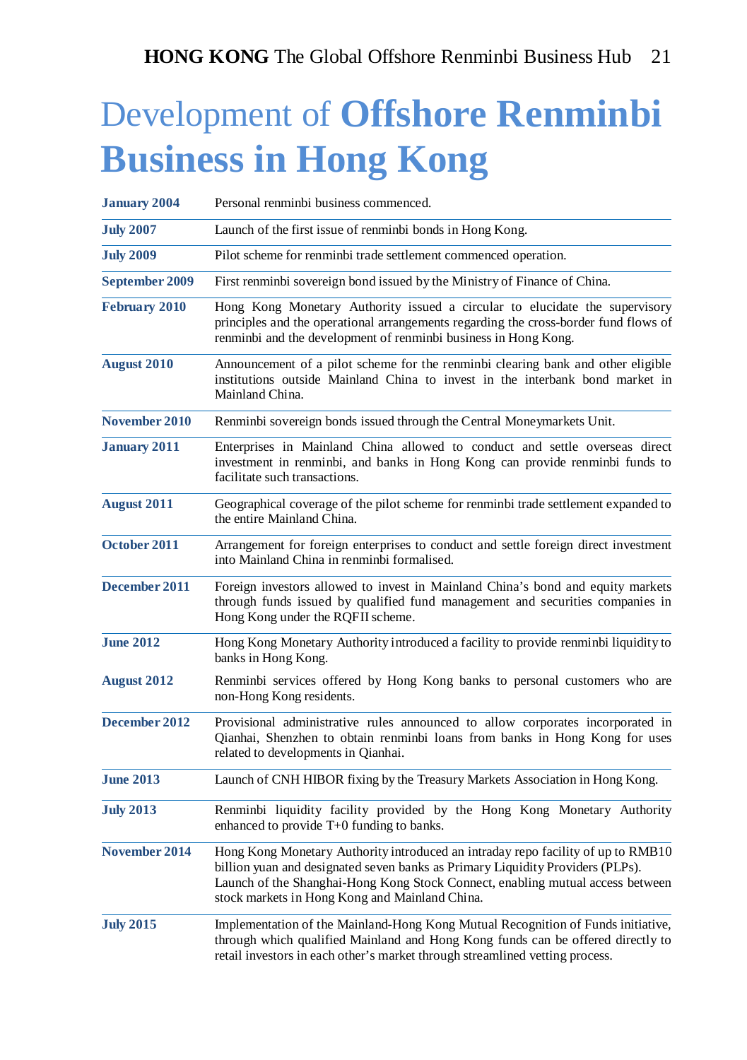# Development of **Offshore Renminbi Business in Hong Kong**

| | |
|---|---|
| **January 2004** | Personal renminbi business commenced. |
| **July 2007** | Launch of the first issue of renminbi bonds in Hong Kong. |
| **July 2009** | Pilot scheme for renminbi trade settlement commenced operation. |
| **September 2009** | First renminbi sovereign bond issued by the Ministry of Finance of China. |
| **February 2010** | Hong Kong Monetary Authority issued a circular to elucidate the supervisory principles and the operational arrangements regarding the cross-border fund flows of renminbi and the development of renminbi business in Hong Kong. |
| **August 2010** | Announcement of a pilot scheme for the renminbi clearing bank and other eligible institutions outside Mainland China to invest in the interbank bond market in Mainland China. |
| **November 2010** | Renminbi sovereign bonds issued through the Central Moneymarkets Unit. |
| **January 2011** | Enterprises in Mainland China allowed to conduct and settle overseas direct investment in renminbi, and banks in Hong Kong can provide renminbi funds to facilitate such transactions. |
| **August 2011** | Geographical coverage of the pilot scheme for renminbi trade settlement expanded to the entire Mainland China. |
| **October 2011** | Arrangement for foreign enterprises to conduct and settle foreign direct investment into Mainland China in renminbi formalised. |
| **December 2011** | Foreign investors allowed to invest in Mainland China's bond and equity markets through funds issued by qualified fund management and securities companies in Hong Kong under the RQFII scheme. |
| **June 2012** | Hong Kong Monetary Authority introduced a facility to provide renminbi liquidity to banks in Hong Kong. |
| **August 2012** | Renminbi services offered by Hong Kong banks to personal customers who are non-Hong Kong residents. |
| **December 2012** | Provisional administrative rules announced to allow corporates incorporated in Qianhai, Shenzhen to obtain renminbi loans from banks in Hong Kong for uses related to developments in Qianhai. |
| **June 2013** | Launch of CNH HIBOR fixing by the Treasury Markets Association in Hong Kong. |
| **July 2013** | Renminbi liquidity facility provided by the Hong Kong Monetary Authority enhanced to provide T+0 funding to banks. |
| **November 2014** | Hong Kong Monetary Authority introduced an intraday repo facility of up to RMB10 billion yuan and designated seven banks as Primary Liquidity Providers (PLPs). Launch of the Shanghai-Hong Kong Stock Connect, enabling mutual access between stock markets in Hong Kong and Mainland China. |
| **July 2015** | Implementation of the Mainland-Hong Kong Mutual Recognition of Funds initiative, through which qualified Mainland and Hong Kong funds can be offered directly to retail investors in each other's market through streamlined vetting process. |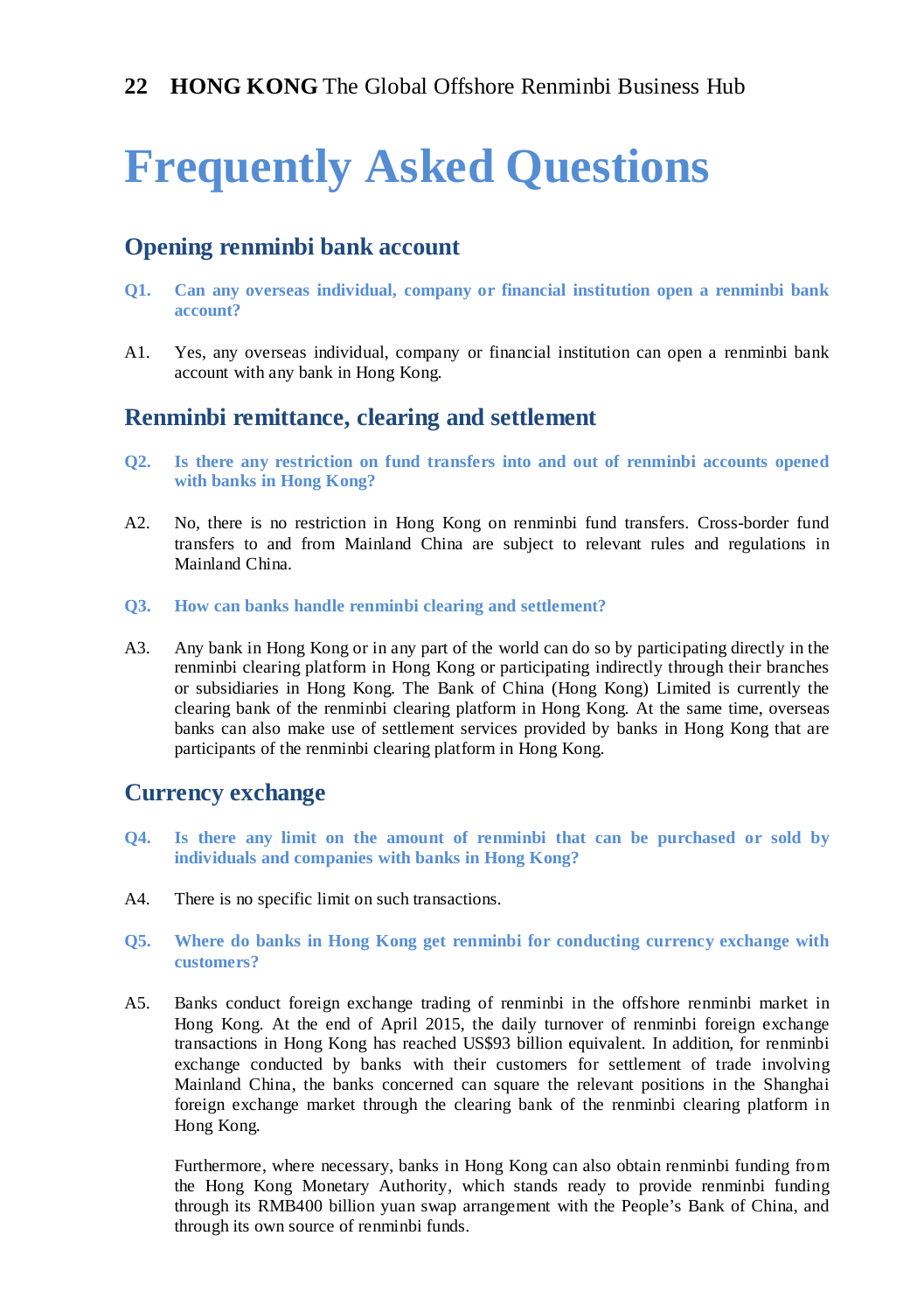# Frequently Asked Questions

## Opening renminbi bank account

**Q1. Can any overseas individual, company or financial institution open a renminbi bank account?**

A1. Yes, any overseas individual, company or financial institution can open a renminbi bank account with any bank in Hong Kong.

## Renminbi remittance, clearing and settlement

**Q2. Is there any restriction on fund transfers into and out of renminbi accounts opened with banks in Hong Kong?**

A2. No, there is no restriction in Hong Kong on renminbi fund transfers. Cross-border fund transfers to and from Mainland China are subject to relevant rules and regulations in Mainland China.

**Q3. How can banks handle renminbi clearing and settlement?**

A3. Any bank in Hong Kong or in any part of the world can do so by participating directly in the renminbi clearing platform in Hong Kong or participating indirectly through their branches or subsidiaries in Hong Kong. The Bank of China (Hong Kong) Limited is currently the clearing bank of the renminbi clearing platform in Hong Kong. At the same time, overseas banks can also make use of settlement services provided by banks in Hong Kong that are participants of the renminbi clearing platform in Hong Kong.

## Currency exchange

**Q4. Is there any limit on the amount of renminbi that can be purchased or sold by individuals and companies with banks in Hong Kong?**

A4. There is no specific limit on such transactions.

**Q5. Where do banks in Hong Kong get renminbi for conducting currency exchange with customers?**

A5. Banks conduct foreign exchange trading of renminbi in the offshore renminbi market in Hong Kong. At the end of April 2015, the daily turnover of renminbi foreign exchange transactions in Hong Kong has reached US$93 billion equivalent. In addition, for renminbi exchange conducted by banks with their customers for settlement of trade involving Mainland China, the banks concerned can square the relevant positions in the Shanghai foreign exchange market through the clearing bank of the renminbi clearing platform in Hong Kong.

Furthermore, where necessary, banks in Hong Kong can also obtain renminbi funding from the Hong Kong Monetary Authority, which stands ready to provide renminbi funding through its RMB400 billion yuan swap arrangement with the People's Bank of China, and through its own source of renminbi funds.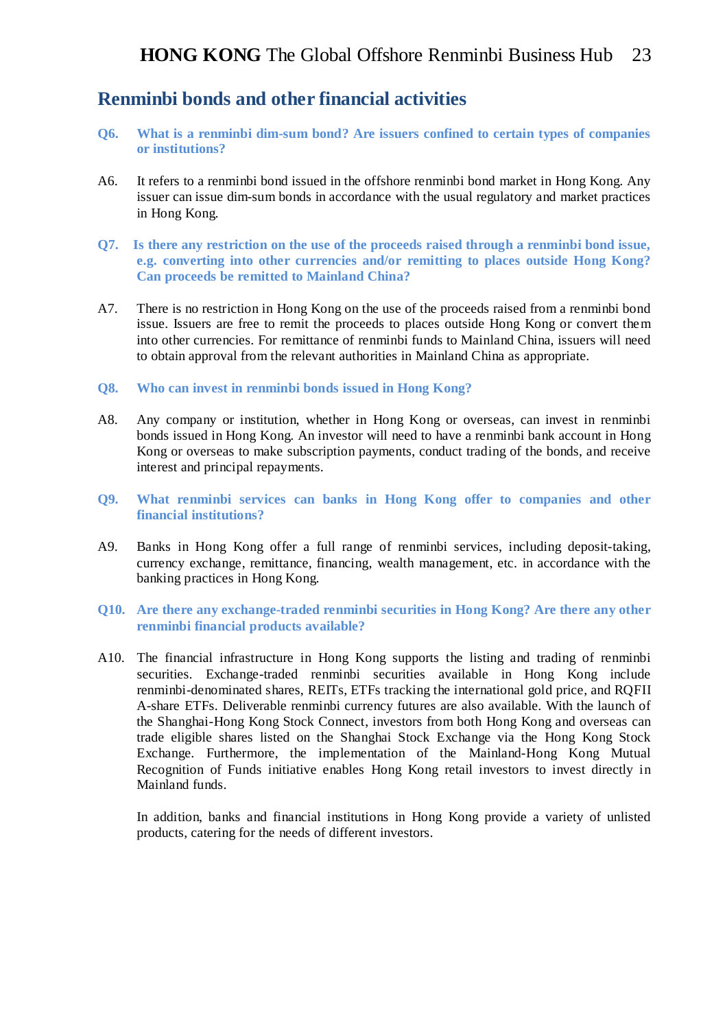## Renminbi bonds and other financial activities

**Q6. What is a renminbi dim-sum bond? Are issuers confined to certain types of companies or institutions?**

A6. It refers to a renminbi bond issued in the offshore renminbi bond market in Hong Kong. Any issuer can issue dim-sum bonds in accordance with the usual regulatory and market practices in Hong Kong.

**Q7. Is there any restriction on the use of the proceeds raised through a renminbi bond issue, e.g. converting into other currencies and/or remitting to places outside Hong Kong? Can proceeds be remitted to Mainland China?**

A7. There is no restriction in Hong Kong on the use of the proceeds raised from a renminbi bond issue. Issuers are free to remit the proceeds to places outside Hong Kong or convert them into other currencies. For remittance of renminbi funds to Mainland China, issuers will need to obtain approval from the relevant authorities in Mainland China as appropriate.

**Q8. Who can invest in renminbi bonds issued in Hong Kong?**

A8. Any company or institution, whether in Hong Kong or overseas, can invest in renminbi bonds issued in Hong Kong. An investor will need to have a renminbi bank account in Hong Kong or overseas to make subscription payments, conduct trading of the bonds, and receive interest and principal repayments.

**Q9. What renminbi services can banks in Hong Kong offer to companies and other financial institutions?**

A9. Banks in Hong Kong offer a full range of renminbi services, including deposit-taking, currency exchange, remittance, financing, wealth management, etc. in accordance with the banking practices in Hong Kong.

**Q10. Are there any exchange-traded renminbi securities in Hong Kong? Are there any other renminbi financial products available?**

A10. The financial infrastructure in Hong Kong supports the listing and trading of renminbi securities. Exchange-traded renminbi securities available in Hong Kong include renminbi-denominated shares, REITs, ETFs tracking the international gold price, and RQFII A-share ETFs. Deliverable renminbi currency futures are also available. With the launch of the Shanghai-Hong Kong Stock Connect, investors from both Hong Kong and overseas can trade eligible shares listed on the Shanghai Stock Exchange via the Hong Kong Stock Exchange. Furthermore, the implementation of the Mainland-Hong Kong Mutual Recognition of Funds initiative enables Hong Kong retail investors to invest directly in Mainland funds.

In addition, banks and financial institutions in Hong Kong provide a variety of unlisted products, catering for the needs of different investors.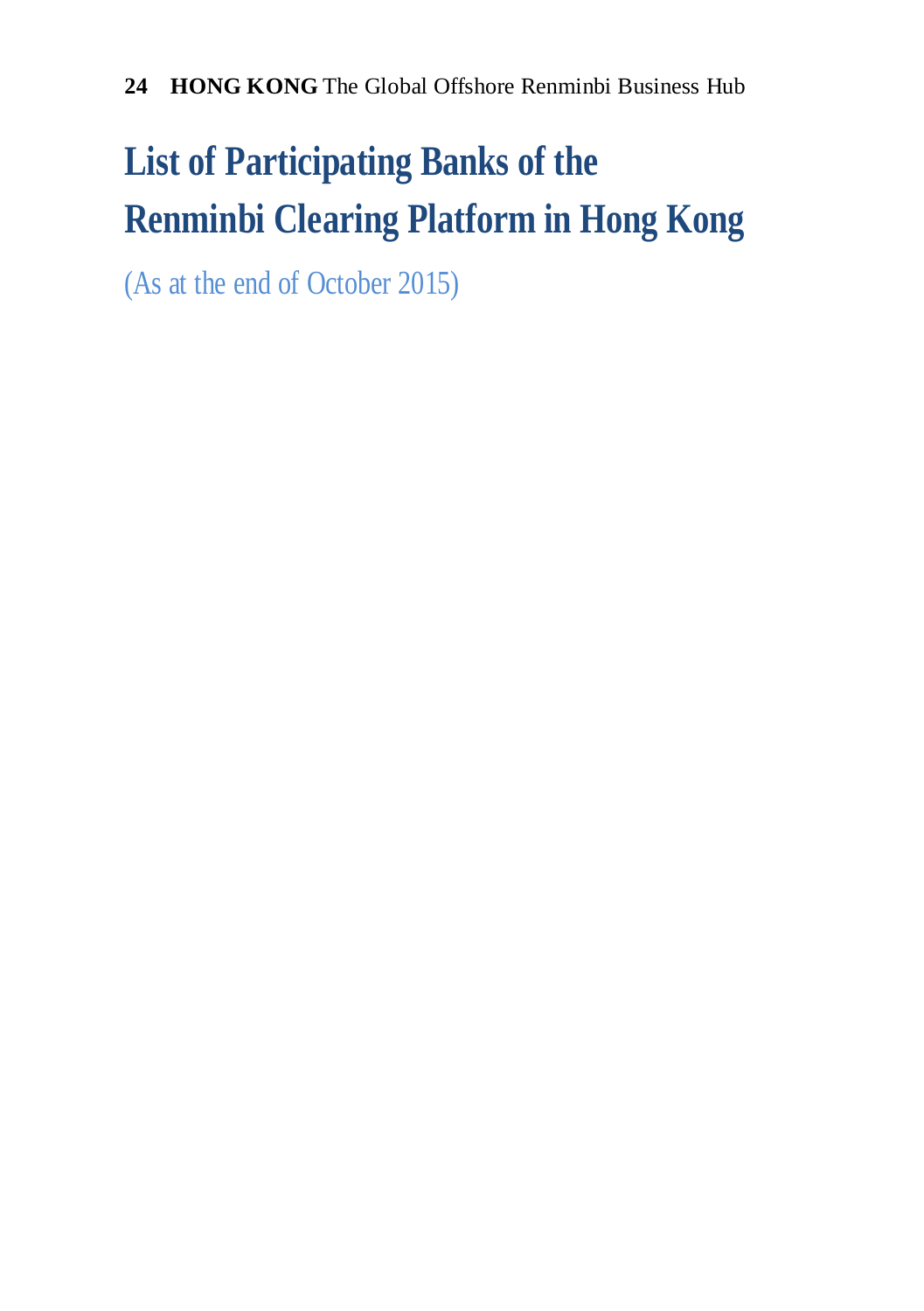# List of Participating Banks of the Renminbi Clearing Platform in Hong Kong

(As at the end of October 2015)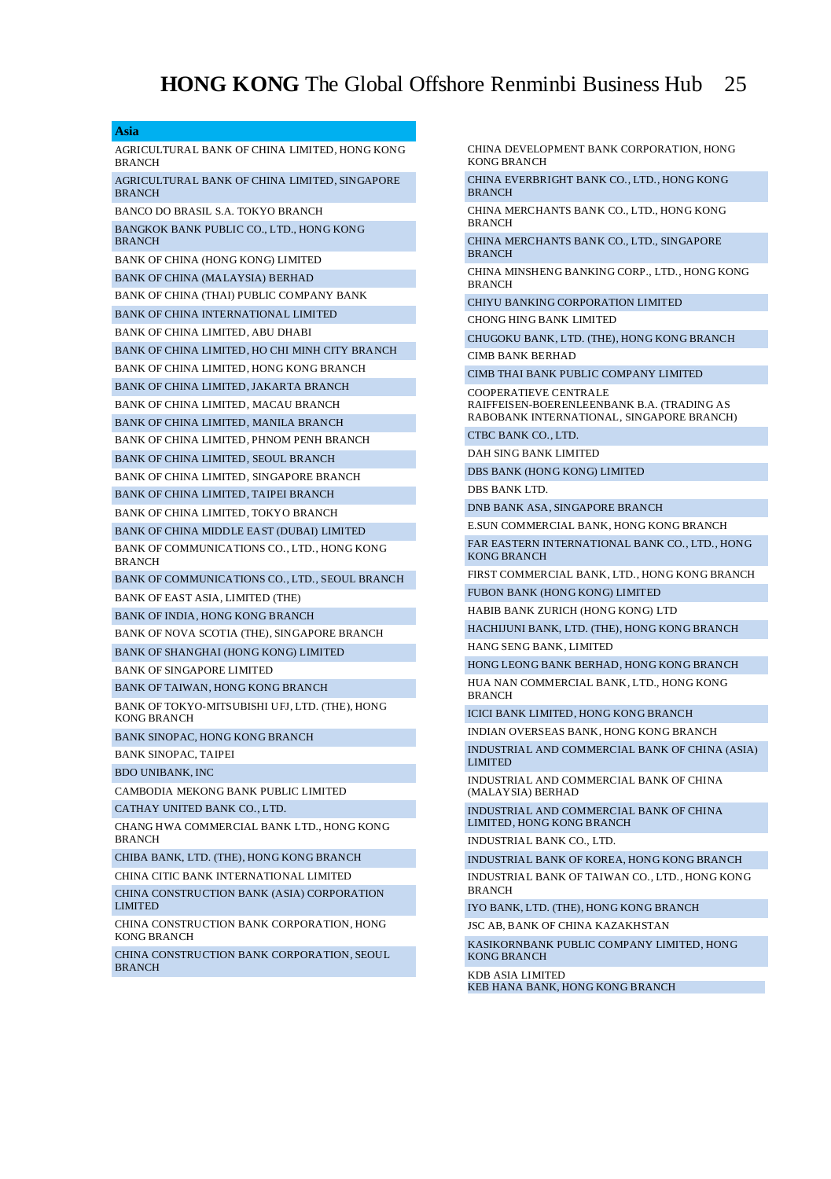## Asia

AGRICULTURAL BANK OF CHINA LIMITED, HONG KONG BRANCH
AGRICULTURAL BANK OF CHINA LIMITED, SINGAPORE BRANCH
BANCO DO BRASIL S.A. TOKYO BRANCH
BANGKOK BANK PUBLIC CO., LTD., HONG KONG BRANCH
BANK OF CHINA (HONG KONG) LIMITED
BANK OF CHINA (MALAYSIA) BERHAD
BANK OF CHINA (THAI) PUBLIC COMPANY BANK
BANK OF CHINA INTERNATIONAL LIMITED
BANK OF CHINA LIMITED, ABU DHABI
BANK OF CHINA LIMITED, HO CHI MINH CITY BRANCH
BANK OF CHINA LIMITED, HONG KONG BRANCH
BANK OF CHINA LIMITED, JAKARTA BRANCH
BANK OF CHINA LIMITED, MACAU BRANCH
BANK OF CHINA LIMITED, MANILA BRANCH
BANK OF CHINA LIMITED, PHNOM PENH BRANCH
BANK OF CHINA LIMITED, SEOUL BRANCH
BANK OF CHINA LIMITED, SINGAPORE BRANCH
BANK OF CHINA LIMITED, TAIPEI BRANCH
BANK OF CHINA LIMITED, TOKYO BRANCH
BANK OF CHINA MIDDLE EAST (DUBAI) LIMITED
BANK OF COMMUNICATIONS CO., LTD., HONG KONG BRANCH
BANK OF COMMUNICATIONS CO., LTD., SEOUL BRANCH
BANK OF EAST ASIA, LIMITED (THE)
BANK OF INDIA, HONG KONG BRANCH
BANK OF NOVA SCOTIA (THE), SINGAPORE BRANCH
BANK OF SHANGHAI (HONG KONG) LIMITED
BANK OF SINGAPORE LIMITED
BANK OF TAIWAN, HONG KONG BRANCH
BANK OF TOKYO-MITSUBISHI UFJ, LTD. (THE), HONG KONG BRANCH
BANK SINOPAC, HONG KONG BRANCH
BANK SINOPAC, TAIPEI
BDO UNIBANK, INC
CAMBODIA MEKONG BANK PUBLIC LIMITED
CATHAY UNITED BANK CO., LTD.
CHANG HWA COMMERCIAL BANK LTD., HONG KONG BRANCH
CHIBA BANK, LTD. (THE), HONG KONG BRANCH
CHINA CITIC BANK INTERNATIONAL LIMITED
CHINA CONSTRUCTION BANK (ASIA) CORPORATION LIMITED
CHINA CONSTRUCTION BANK CORPORATION, HONG KONG BRANCH
CHINA CONSTRUCTION BANK CORPORATION, SEOUL BRANCH
CHINA DEVELOPMENT BANK CORPORATION, HONG KONG BRANCH
CHINA EVERBRIGHT BANK CO., LTD., HONG KONG BRANCH
CHINA MERCHANTS BANK CO., LTD., HONG KONG BRANCH
CHINA MERCHANTS BANK CO., LTD., SINGAPORE BRANCH
CHINA MINSHENG BANKING CORP., LTD., HONG KONG BRANCH
CHIYU BANKING CORPORATION LIMITED
CHONG HING BANK LIMITED
CHUGOKU BANK, LTD. (THE), HONG KONG BRANCH
CIMB BANK BERHAD
CIMB THAI BANK PUBLIC COMPANY LIMITED
COOPERATIEVE CENTRALE RAIFFEISEN-BOERENLEENBANK B.A. (TRADING AS RABOBANK INTERNATIONAL, SINGAPORE BRANCH)
CTBC BANK CO., LTD.
DAH SING BANK LIMITED
DBS BANK (HONG KONG) LIMITED
DBS BANK LTD.
DNB BANK ASA, SINGAPORE BRANCH
E.SUN COMMERCIAL BANK, HONG KONG BRANCH
FAR EASTERN INTERNATIONAL BANK CO., LTD., HONG KONG BRANCH
FIRST COMMERCIAL BANK, LTD., HONG KONG BRANCH
FUBON BANK (HONG KONG) LIMITED
HABIB BANK ZURICH (HONG KONG) LTD
HACHIJUNI BANK, LTD. (THE), HONG KONG BRANCH
HANG SENG BANK, LIMITED
HONG LEONG BANK BERHAD, HONG KONG BRANCH
HUA NAN COMMERCIAL BANK, LTD., HONG KONG BRANCH
ICICI BANK LIMITED, HONG KONG BRANCH
INDIAN OVERSEAS BANK, HONG KONG BRANCH
INDUSTRIAL AND COMMERCIAL BANK OF CHINA (ASIA) LIMITED
INDUSTRIAL AND COMMERCIAL BANK OF CHINA (MALAYSIA) BERHAD
INDUSTRIAL AND COMMERCIAL BANK OF CHINA LIMITED, HONG KONG BRANCH
INDUSTRIAL BANK CO., LTD.
INDUSTRIAL BANK OF KOREA, HONG KONG BRANCH
INDUSTRIAL BANK OF TAIWAN CO., LTD., HONG KONG BRANCH
IYO BANK, LTD. (THE), HONG KONG BRANCH
JSC AB, BANK OF CHINA KAZAKHSTAN
KASIKORNBANK PUBLIC COMPANY LIMITED, HONG KONG BRANCH
KDB ASIA LIMITED
KEB HANA BANK, HONG KONG BRANCH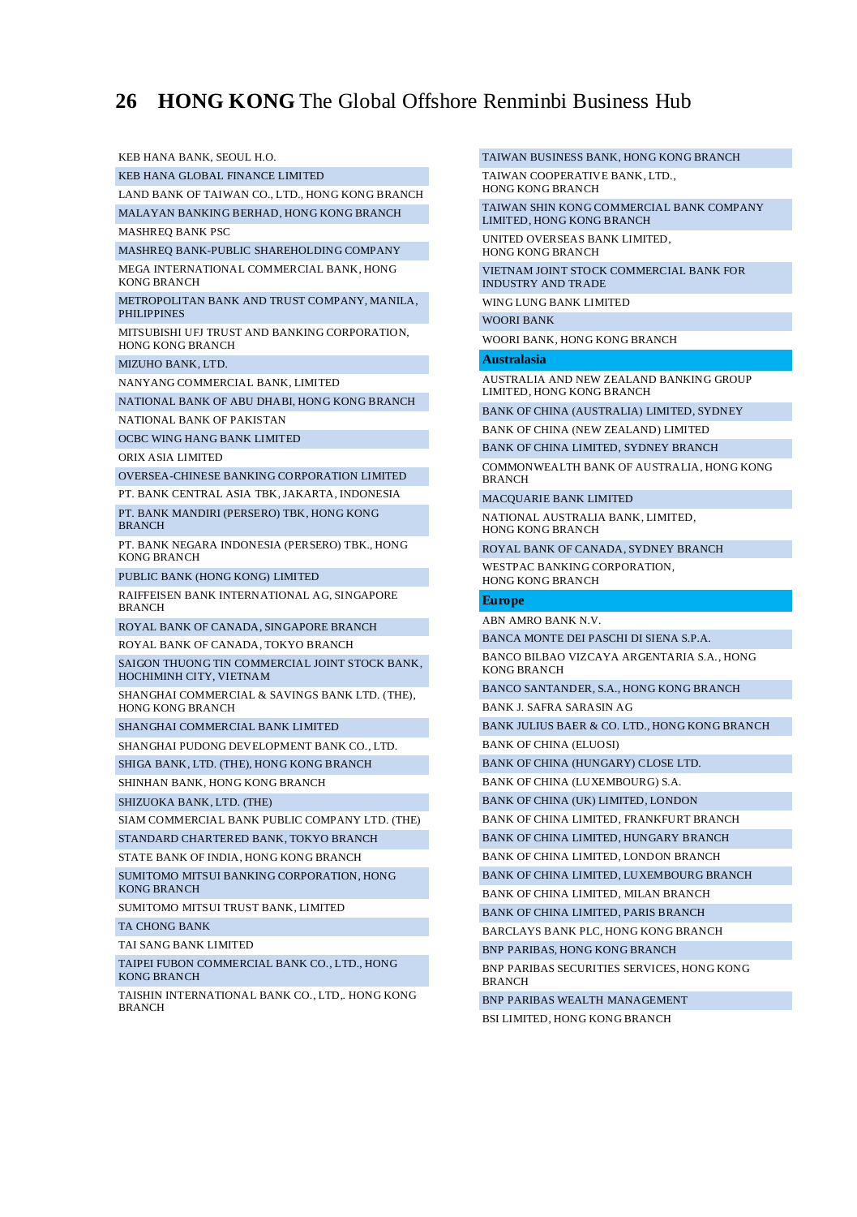KEB HANA BANK, SEOUL H.O.

KEB HANA GLOBAL FINANCE LIMITED

LAND BANK OF TAIWAN CO., LTD., HONG KONG BRANCH

MALAYAN BANKING BERHAD, HONG KONG BRANCH

MASHREQ BANK PSC

MASHREQ BANK-PUBLIC SHAREHOLDING COMPANY

MEGA INTERNATIONAL COMMERCIAL BANK, HONG KONG BRANCH

METROPOLITAN BANK AND TRUST COMPANY, MANILA, PHILIPPINES

MITSUBISHI UFJ TRUST AND BANKING CORPORATION, HONG KONG BRANCH

MIZUHO BANK, LTD.

NANYANG COMMERCIAL BANK, LIMITED

NATIONAL BANK OF ABU DHABI, HONG KONG BRANCH

NATIONAL BANK OF PAKISTAN

OCBC WING HANG BANK LIMITED

ORIX ASIA LIMITED

OVERSEA-CHINESE BANKING CORPORATION LIMITED

PT. BANK CENTRAL ASIA TBK, JAKARTA, INDONESIA

PT. BANK MANDIRI (PERSERO) TBK, HONG KONG BRANCH

PT. BANK NEGARA INDONESIA (PERSERO) TBK., HONG KONG BRANCH

PUBLIC BANK (HONG KONG) LIMITED

RAIFFEISEN BANK INTERNATIONAL AG, SINGAPORE BRANCH

ROYAL BANK OF CANADA, SINGAPORE BRANCH

ROYAL BANK OF CANADA, TOKYO BRANCH

SAIGON THUONG TIN COMMERCIAL JOINT STOCK BANK, HOCHIMINH CITY, VIETNAM

SHANGHAI COMMERCIAL & SAVINGS BANK LTD. (THE), HONG KONG BRANCH

SHANGHAI COMMERCIAL BANK LIMITED

SHANGHAI PUDONG DEVELOPMENT BANK CO., LTD.

SHIGA BANK, LTD. (THE), HONG KONG BRANCH

SHINHAN BANK, HONG KONG BRANCH

SHIZUOKA BANK, LTD. (THE)

SIAM COMMERCIAL BANK PUBLIC COMPANY LTD. (THE)

STANDARD CHARTERED BANK, TOKYO BRANCH

STATE BANK OF INDIA, HONG KONG BRANCH

SUMITOMO MITSUI BANKING CORPORATION, HONG KONG BRANCH

SUMITOMO MITSUI TRUST BANK, LIMITED

TA CHONG BANK

TAI SANG BANK LIMITED

TAIPEI FUBON COMMERCIAL BANK CO., LTD., HONG KONG BRANCH

TAISHIN INTERNATIONAL BANK CO., LTD,. HONG KONG BRANCH

TAIWAN BUSINESS BANK, HONG KONG BRANCH

TAIWAN COOPERATIVE BANK, LTD., HONG KONG BRANCH

TAIWAN SHIN KONG COMMERCIAL BANK COMPANY LIMITED, HONG KONG BRANCH

UNITED OVERSEAS BANK LIMITED, HONG KONG BRANCH

VIETNAM JOINT STOCK COMMERCIAL BANK FOR INDUSTRY AND TRADE

WING LUNG BANK LIMITED

WOORI BANK

WOORI BANK, HONG KONG BRANCH

## Australasia

AUSTRALIA AND NEW ZEALAND BANKING GROUP LIMITED, HONG KONG BRANCH

BANK OF CHINA (AUSTRALIA) LIMITED, SYDNEY

BANK OF CHINA (NEW ZEALAND) LIMITED

BANK OF CHINA LIMITED, SYDNEY BRANCH

COMMONWEALTH BANK OF AUSTRALIA, HONG KONG BRANCH

MACQUARIE BANK LIMITED

NATIONAL AUSTRALIA BANK, LIMITED, HONG KONG BRANCH

ROYAL BANK OF CANADA, SYDNEY BRANCH

WESTPAC BANKING CORPORATION, HONG KONG BRANCH

## Europe

ABN AMRO BANK N.V.

BANCA MONTE DEI PASCHI DI SIENA S.P.A.

BANCO BILBAO VIZCAYA ARGENTARIA S.A., HONG KONG BRANCH

BANCO SANTANDER, S.A., HONG KONG BRANCH

BANK J. SAFRA SARASIN AG

BANK JULIUS BAER & CO. LTD., HONG KONG BRANCH

BANK OF CHINA (ELUOSI)

BANK OF CHINA (HUNGARY) CLOSE LTD.

BANK OF CHINA (LUXEMBOURG) S.A.

BANK OF CHINA (UK) LIMITED, LONDON

BANK OF CHINA LIMITED, FRANKFURT BRANCH

BANK OF CHINA LIMITED, HUNGARY BRANCH

BANK OF CHINA LIMITED, LONDON BRANCH

BANK OF CHINA LIMITED, LUXEMBOURG BRANCH

BANK OF CHINA LIMITED, MILAN BRANCH

BANK OF CHINA LIMITED, PARIS BRANCH

BARCLAYS BANK PLC, HONG KONG BRANCH

BNP PARIBAS, HONG KONG BRANCH

BNP PARIBAS SECURITIES SERVICES, HONG KONG BRANCH

BNP PARIBAS WEALTH MANAGEMENT

BSI LIMITED, HONG KONG BRANCH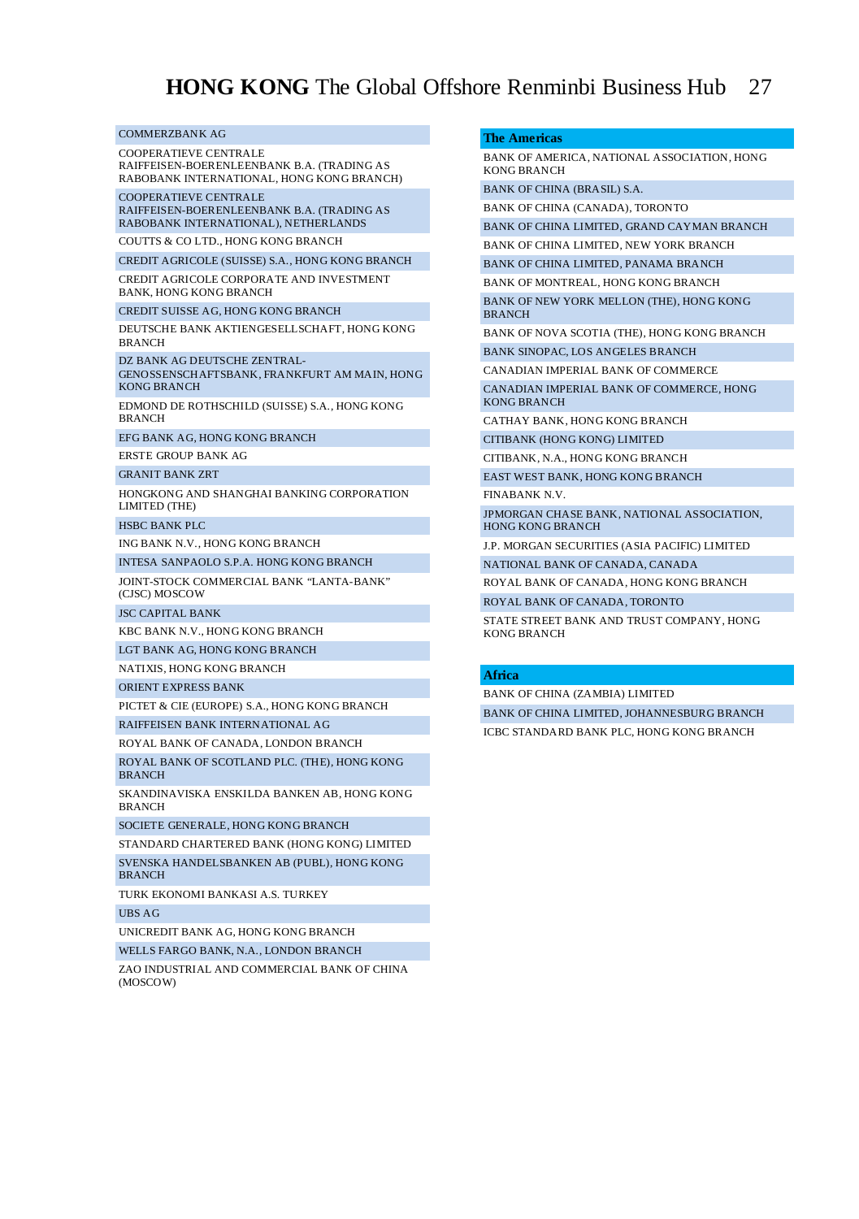COMMERZBANK AG

COOPERATIEVE CENTRALE RAIFFEISEN-BOERENLEENBANK B.A. (TRADING AS RABOBANK INTERNATIONAL, HONG KONG BRANCH)

COOPERATIEVE CENTRALE RAIFFEISEN-BOERENLEENBANK B.A. (TRADING AS RABOBANK INTERNATIONAL), NETHERLANDS

COUTTS & CO LTD., HONG KONG BRANCH

CREDIT AGRICOLE (SUISSE) S.A., HONG KONG BRANCH

CREDIT AGRICOLE CORPORATE AND INVESTMENT BANK, HONG KONG BRANCH

CREDIT SUISSE AG, HONG KONG BRANCH

DEUTSCHE BANK AKTIENGESELLSCHAFT, HONG KONG BRANCH

DZ BANK AG DEUTSCHE ZENTRAL-GENOSSENSCHAFTSBANK, FRANKFURT AM MAIN, HONG KONG BRANCH

EDMOND DE ROTHSCHILD (SUISSE) S.A., HONG KONG BRANCH

EFG BANK AG, HONG KONG BRANCH

ERSTE GROUP BANK AG

GRANIT BANK ZRT

HONGKONG AND SHANGHAI BANKING CORPORATION LIMITED (THE)

HSBC BANK PLC

ING BANK N.V., HONG KONG BRANCH

INTESA SANPAOLO S.P.A. HONG KONG BRANCH

JOINT-STOCK COMMERCIAL BANK “LANTA-BANK” (CJSC) MOSCOW

JSC CAPITAL BANK

KBC BANK N.V., HONG KONG BRANCH

LGT BANK AG, HONG KONG BRANCH

NATIXIS, HONG KONG BRANCH

ORIENT EXPRESS BANK

PICTET & CIE (EUROPE) S.A., HONG KONG BRANCH

RAIFFEISEN BANK INTERNATIONAL AG

ROYAL BANK OF CANADA, LONDON BRANCH

ROYAL BANK OF SCOTLAND PLC. (THE), HONG KONG BRANCH

SKANDINAVISKA ENSKILDA BANKEN AB, HONG KONG BRANCH

SOCIETE GENERALE, HONG KONG BRANCH

STANDARD CHARTERED BANK (HONG KONG) LIMITED

SVENSKA HANDELSBANKEN AB (PUBL), HONG KONG BRANCH

TURK EKONOMI BANKASI A.S. TURKEY

UBS AG

UNICREDIT BANK AG, HONG KONG BRANCH

WELLS FARGO BANK, N.A., LONDON BRANCH

ZAO INDUSTRIAL AND COMMERCIAL BANK OF CHINA (MOSCOW)

## The Americas

BANK OF AMERICA, NATIONAL ASSOCIATION, HONG KONG BRANCH

BANK OF CHINA (BRASIL) S.A.

BANK OF CHINA (CANADA), TORONTO

BANK OF CHINA LIMITED, GRAND CAYMAN BRANCH

BANK OF CHINA LIMITED, NEW YORK BRANCH

BANK OF CHINA LIMITED, PANAMA BRANCH

BANK OF MONTREAL, HONG KONG BRANCH

BANK OF NEW YORK MELLON (THE), HONG KONG BRANCH

BANK OF NOVA SCOTIA (THE), HONG KONG BRANCH

BANK SINOPAC, LOS ANGELES BRANCH

CANADIAN IMPERIAL BANK OF COMMERCE

CANADIAN IMPERIAL BANK OF COMMERCE, HONG KONG BRANCH

CATHAY BANK, HONG KONG BRANCH

CITIBANK (HONG KONG) LIMITED

CITIBANK, N.A., HONG KONG BRANCH

EAST WEST BANK, HONG KONG BRANCH

FINABANK N.V.

JPMORGAN CHASE BANK, NATIONAL ASSOCIATION, HONG KONG BRANCH

J.P. MORGAN SECURITIES (ASIA PACIFIC) LIMITED

NATIONAL BANK OF CANADA, CANADA

ROYAL BANK OF CANADA, HONG KONG BRANCH

ROYAL BANK OF CANADA, TORONTO

STATE STREET BANK AND TRUST COMPANY, HONG KONG BRANCH

## Africa

BANK OF CHINA (ZAMBIA) LIMITED

BANK OF CHINA LIMITED, JOHANNESBURG BRANCH

ICBC STANDARD BANK PLC, HONG KONG BRANCH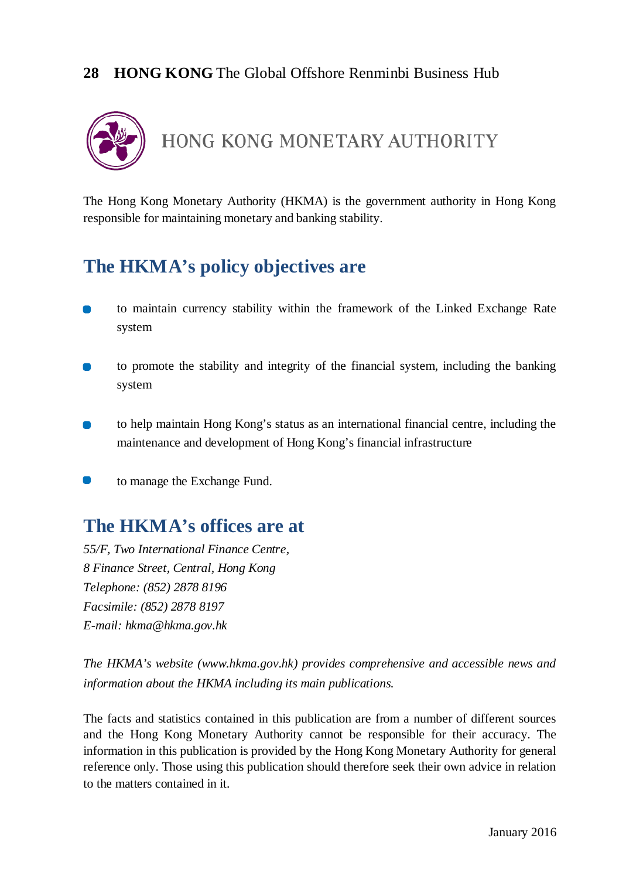# HONG KONG MONETARY AUTHORITY

The Hong Kong Monetary Authority (HKMA) is the government authority in Hong Kong responsible for maintaining monetary and banking stability.

## The HKMA's policy objectives are

- to maintain currency stability within the framework of the Linked Exchange Rate system
- to promote the stability and integrity of the financial system, including the banking system
- to help maintain Hong Kong's status as an international financial centre, including the maintenance and development of Hong Kong's financial infrastructure
- to manage the Exchange Fund.

## The HKMA's offices are at

*55/F, Two International Finance Centre,*
*8 Finance Street, Central, Hong Kong*
*Telephone: (852) 2878 8196*
*Facsimile: (852) 2878 8197*
*E-mail: hkma@hkma.gov.hk*

*The HKMA's website (www.hkma.gov.hk) provides comprehensive and accessible news and information about the HKMA including its main publications.*

The facts and statistics contained in this publication are from a number of different sources and the Hong Kong Monetary Authority cannot be responsible for their accuracy. The information in this publication is provided by the Hong Kong Monetary Authority for general reference only. Those using this publication should therefore seek their own advice in relation to the matters contained in it.

January 2016